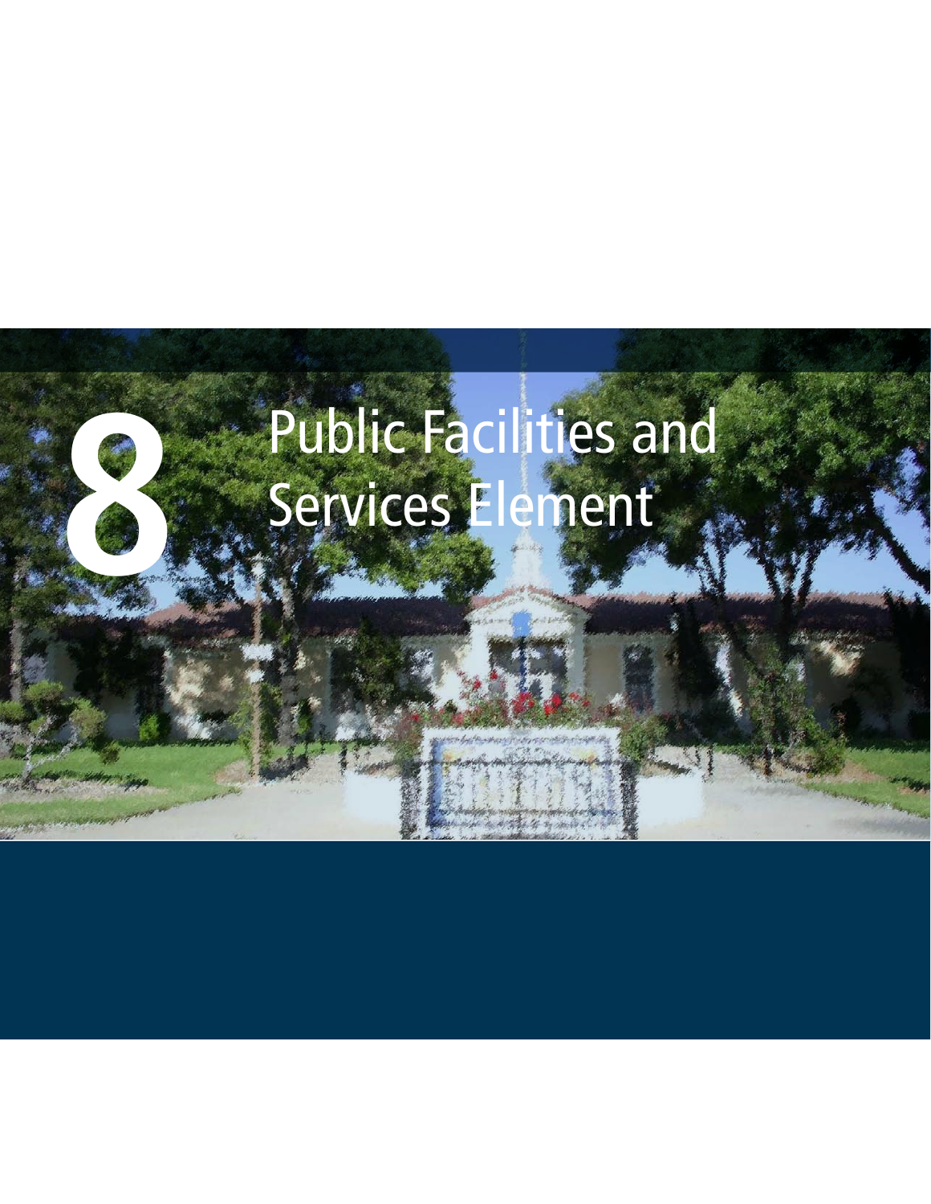# 8 Public Facilities and Services Element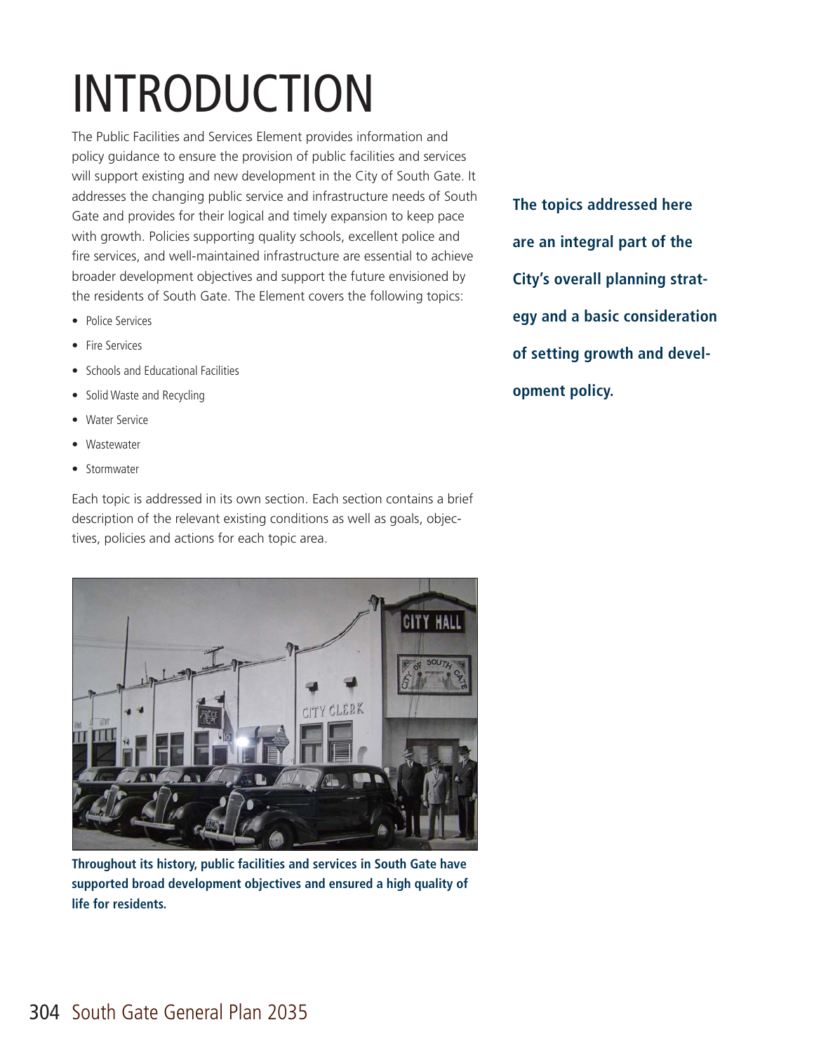# INTRODUCTION

The Public Facilities and Services Element provides information and policy guidance to ensure the provision of public facilities and services will support existing and new development in the City of South Gate. It addresses the changing public service and infrastructure needs of South Gate and provides for their logical and timely expansion to keep pace with growth. Policies supporting quality schools, excellent police and fire services, and well-maintained infrastructure are essential to achieve broader development objectives and support the future envisioned by the residents of South Gate. The Element covers the following topics:

- Police Services
- Fire Services
- Schools and Educational Facilities
- Solid Waste and Recycling
- Water Service
- Wastewater
- Stormwater

Each topic is addressed in its own section. Each section contains a brief description of the relevant existing conditions as well as goals, objectives, policies and actions for each topic area.

**The topics addressed here are an integral part of the City's overall planning strategy and a basic consideration of setting growth and development policy.**

**Throughout its history, public facilities and services in South Gate have supported broad development objectives and ensured a high quality of life for residents.**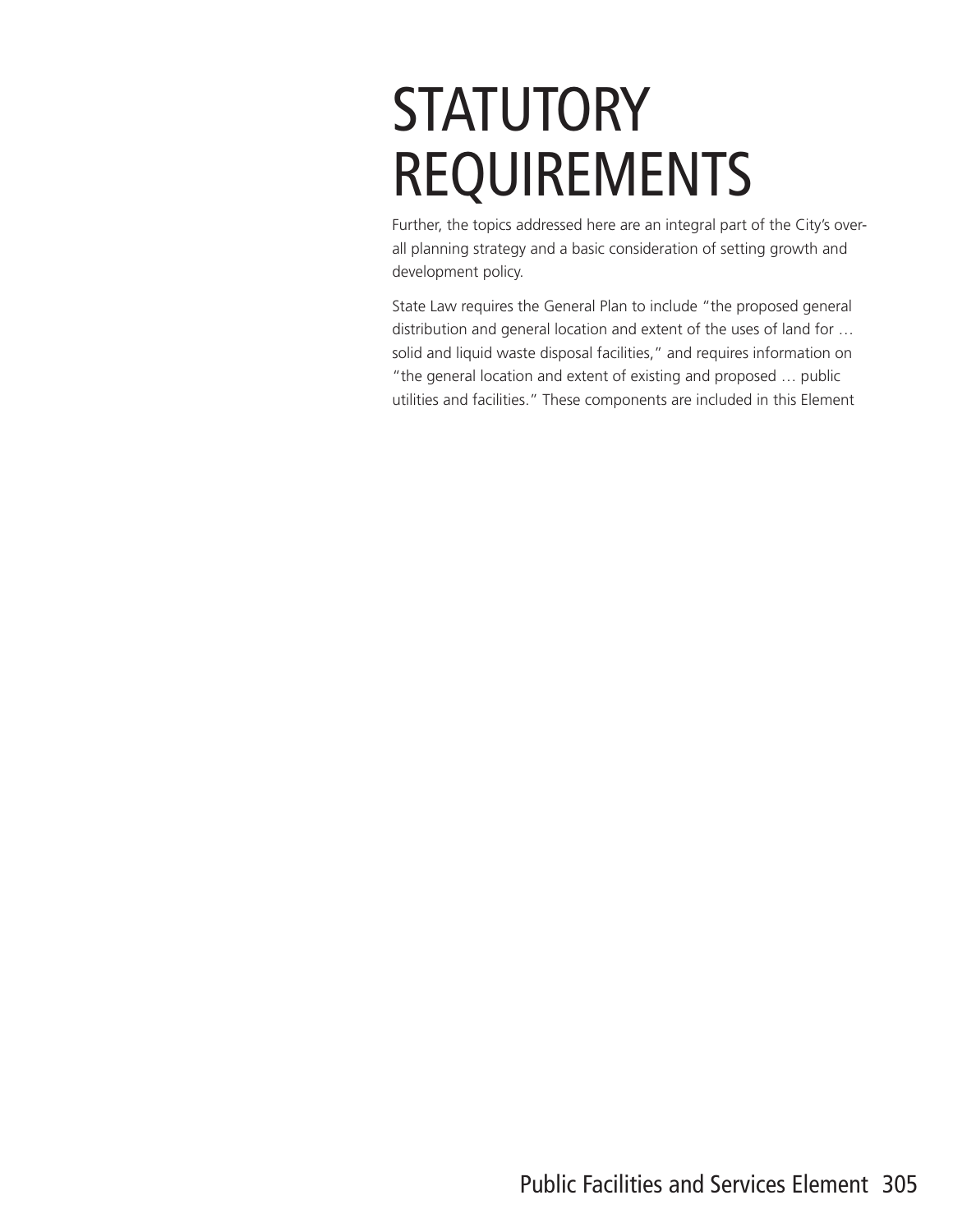# STATUTORY REQUIREMENTS

Further, the topics addressed here are an integral part of the City's overall planning strategy and a basic consideration of setting growth and development policy.

State Law requires the General Plan to include "the proposed general distribution and general location and extent of the uses of land for … solid and liquid waste disposal facilities," and requires information on "the general location and extent of existing and proposed … public utilities and facilities." These components are included in this Element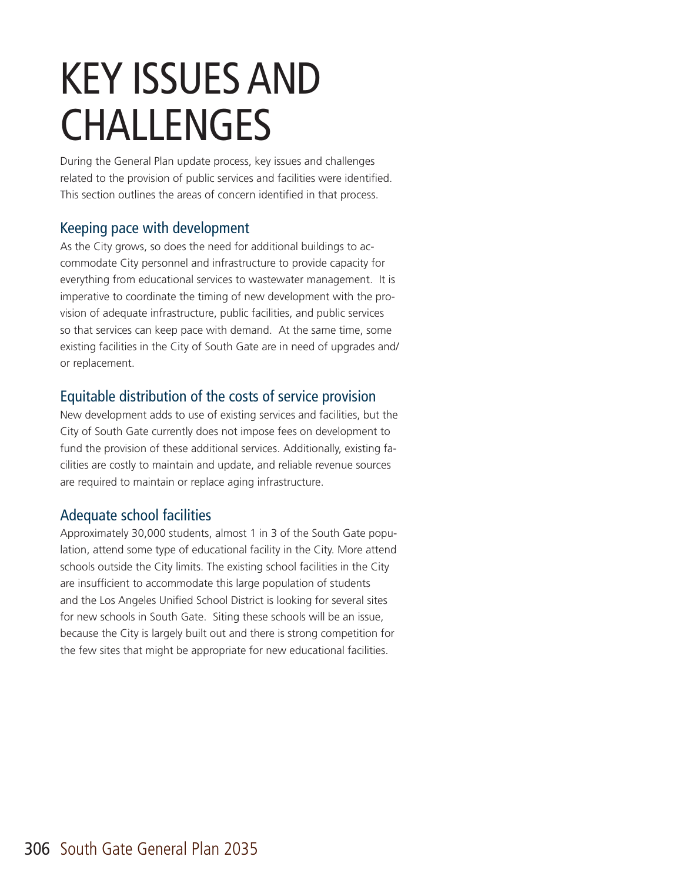# KEY ISSUES AND CHALLENGES

During the General Plan update process, key issues and challenges related to the provision of public services and facilities were identified. This section outlines the areas of concern identified in that process.

## Keeping pace with development

As the City grows, so does the need for additional buildings to accommodate City personnel and infrastructure to provide capacity for everything from educational services to wastewater management. It is imperative to coordinate the timing of new development with the provision of adequate infrastructure, public facilities, and public services so that services can keep pace with demand. At the same time, some existing facilities in the City of South Gate are in need of upgrades and/or replacement.

## Equitable distribution of the costs of service provision

New development adds to use of existing services and facilities, but the City of South Gate currently does not impose fees on development to fund the provision of these additional services. Additionally, existing facilities are costly to maintain and update, and reliable revenue sources are required to maintain or replace aging infrastructure.

## Adequate school facilities

Approximately 30,000 students, almost 1 in 3 of the South Gate population, attend some type of educational facility in the City. More attend schools outside the City limits. The existing school facilities in the City are insufficient to accommodate this large population of students and the Los Angeles Unified School District is looking for several sites for new schools in South Gate. Siting these schools will be an issue, because the City is largely built out and there is strong competition for the few sites that might be appropriate for new educational facilities.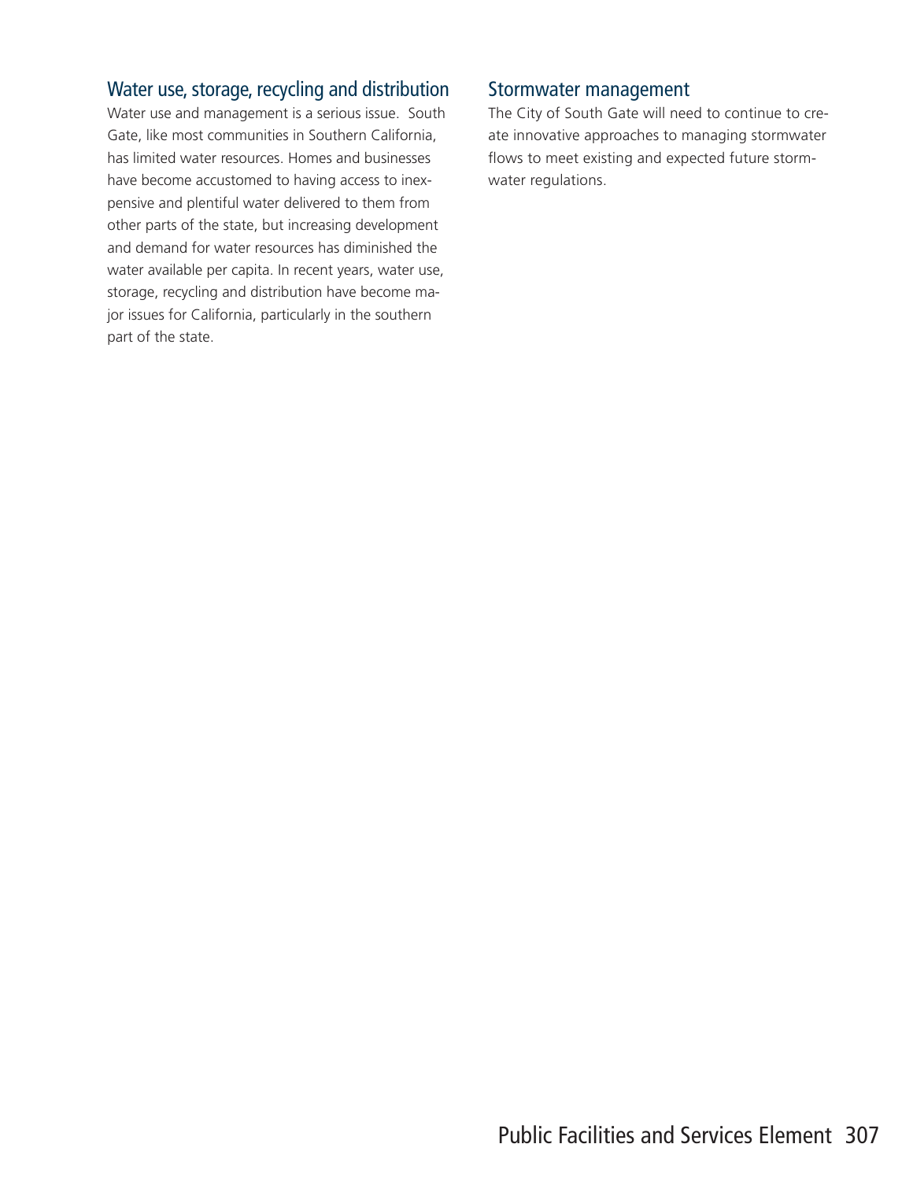### Water use, storage, recycling and distribution

Water use and management is a serious issue. South Gate, like most communities in Southern California, has limited water resources. Homes and businesses have become accustomed to having access to inexpensive and plentiful water delivered to them from other parts of the state, but increasing development and demand for water resources has diminished the water available per capita. In recent years, water use, storage, recycling and distribution have become major issues for California, particularly in the southern part of the state.

### Stormwater management

The City of South Gate will need to continue to create innovative approaches to managing stormwater flows to meet existing and expected future stormwater regulations.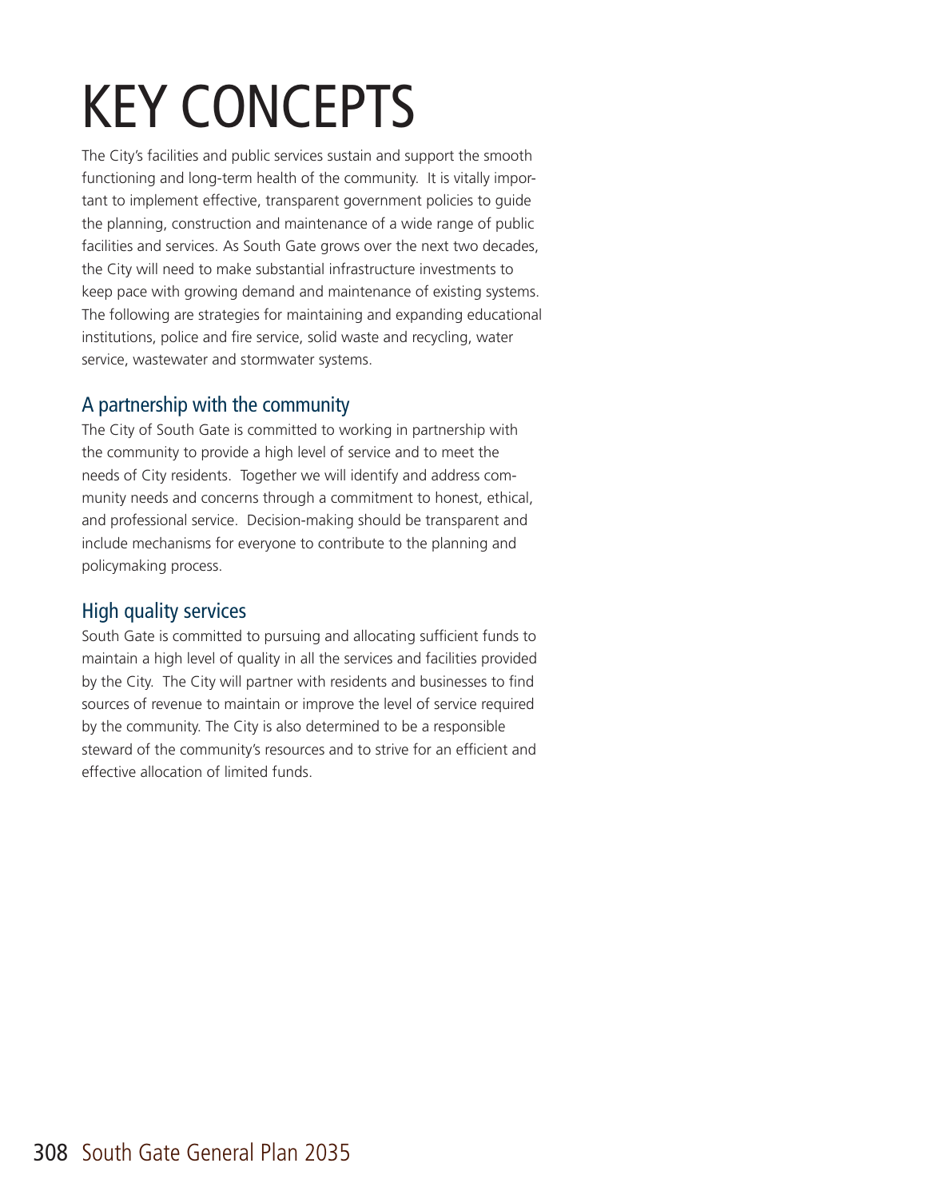# KEY CONCEPTS

The City's facilities and public services sustain and support the smooth functioning and long-term health of the community. It is vitally important to implement effective, transparent government policies to guide the planning, construction and maintenance of a wide range of public facilities and services. As South Gate grows over the next two decades, the City will need to make substantial infrastructure investments to keep pace with growing demand and maintenance of existing systems. The following are strategies for maintaining and expanding educational institutions, police and fire service, solid waste and recycling, water service, wastewater and stormwater systems.

## A partnership with the community

The City of South Gate is committed to working in partnership with the community to provide a high level of service and to meet the needs of City residents. Together we will identify and address community needs and concerns through a commitment to honest, ethical, and professional service. Decision-making should be transparent and include mechanisms for everyone to contribute to the planning and policymaking process.

## High quality services

South Gate is committed to pursuing and allocating sufficient funds to maintain a high level of quality in all the services and facilities provided by the City. The City will partner with residents and businesses to find sources of revenue to maintain or improve the level of service required by the community. The City is also determined to be a responsible steward of the community's resources and to strive for an efficient and effective allocation of limited funds.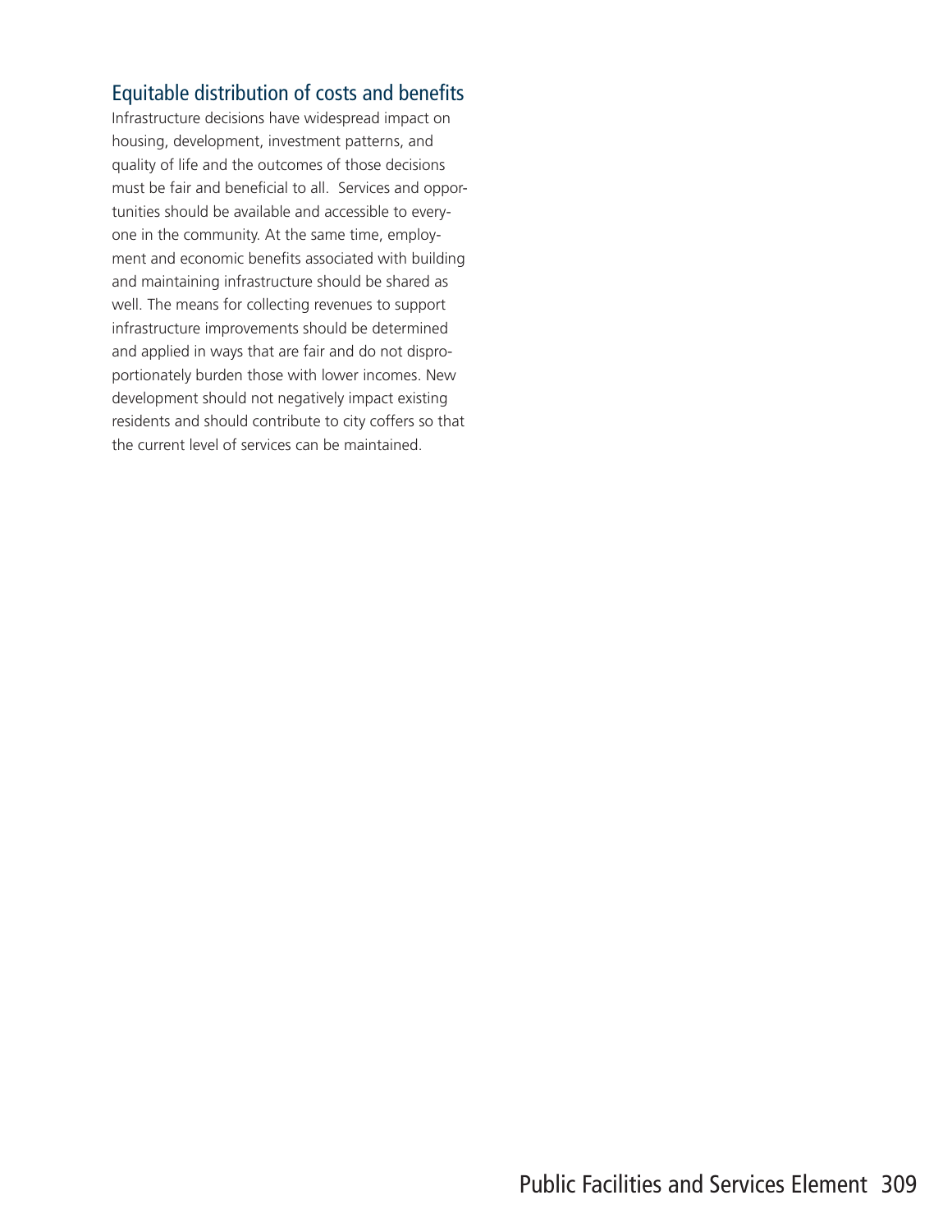## Equitable distribution of costs and benefits

Infrastructure decisions have widespread impact on housing, development, investment patterns, and quality of life and the outcomes of those decisions must be fair and beneficial to all. Services and opportunities should be available and accessible to everyone in the community. At the same time, employment and economic benefits associated with building and maintaining infrastructure should be shared as well. The means for collecting revenues to support infrastructure improvements should be determined and applied in ways that are fair and do not disproportionately burden those with lower incomes. New development should not negatively impact existing residents and should contribute to city coffers so that the current level of services can be maintained.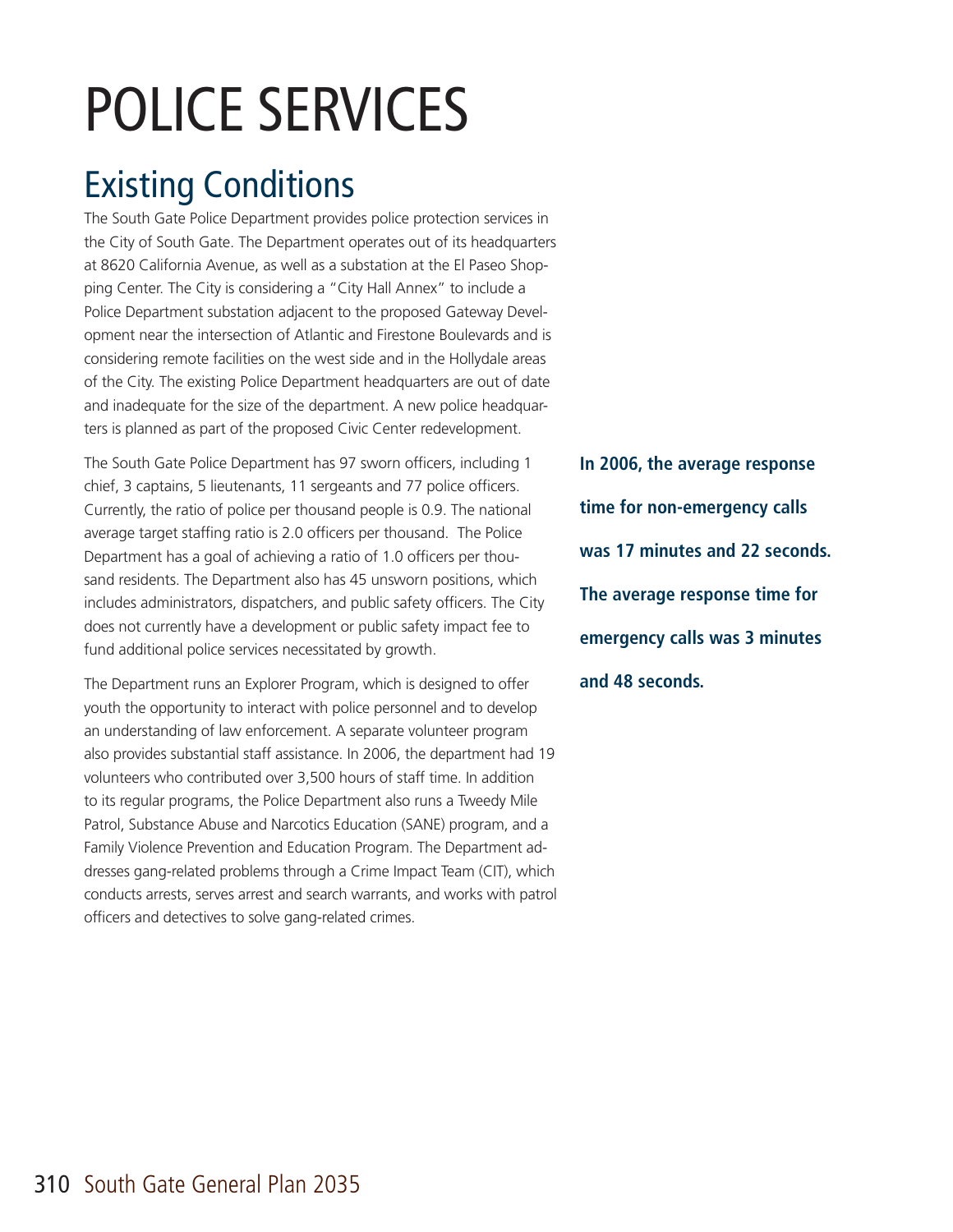# POLICE SERVICES

## Existing Conditions

The South Gate Police Department provides police protection services in the City of South Gate. The Department operates out of its headquarters at 8620 California Avenue, as well as a substation at the El Paseo Shopping Center. The City is considering a "City Hall Annex" to include a Police Department substation adjacent to the proposed Gateway Development near the intersection of Atlantic and Firestone Boulevards and is considering remote facilities on the west side and in the Hollydale areas of the City. The existing Police Department headquarters are out of date and inadequate for the size of the department. A new police headquarters is planned as part of the proposed Civic Center redevelopment.

The South Gate Police Department has 97 sworn officers, including 1 chief, 3 captains, 5 lieutenants, 11 sergeants and 77 police officers. Currently, the ratio of police per thousand people is 0.9. The national average target staffing ratio is 2.0 officers per thousand. The Police Department has a goal of achieving a ratio of 1.0 officers per thousand residents. The Department also has 45 unsworn positions, which includes administrators, dispatchers, and public safety officers. The City does not currently have a development or public safety impact fee to fund additional police services necessitated by growth.

**In 2006, the average response time for non-emergency calls was 17 minutes and 22 seconds. The average response time for emergency calls was 3 minutes and 48 seconds.**

The Department runs an Explorer Program, which is designed to offer youth the opportunity to interact with police personnel and to develop an understanding of law enforcement. A separate volunteer program also provides substantial staff assistance. In 2006, the department had 19 volunteers who contributed over 3,500 hours of staff time. In addition to its regular programs, the Police Department also runs a Tweedy Mile Patrol, Substance Abuse and Narcotics Education (SANE) program, and a Family Violence Prevention and Education Program. The Department addresses gang-related problems through a Crime Impact Team (CIT), which conducts arrests, serves arrest and search warrants, and works with patrol officers and detectives to solve gang-related crimes.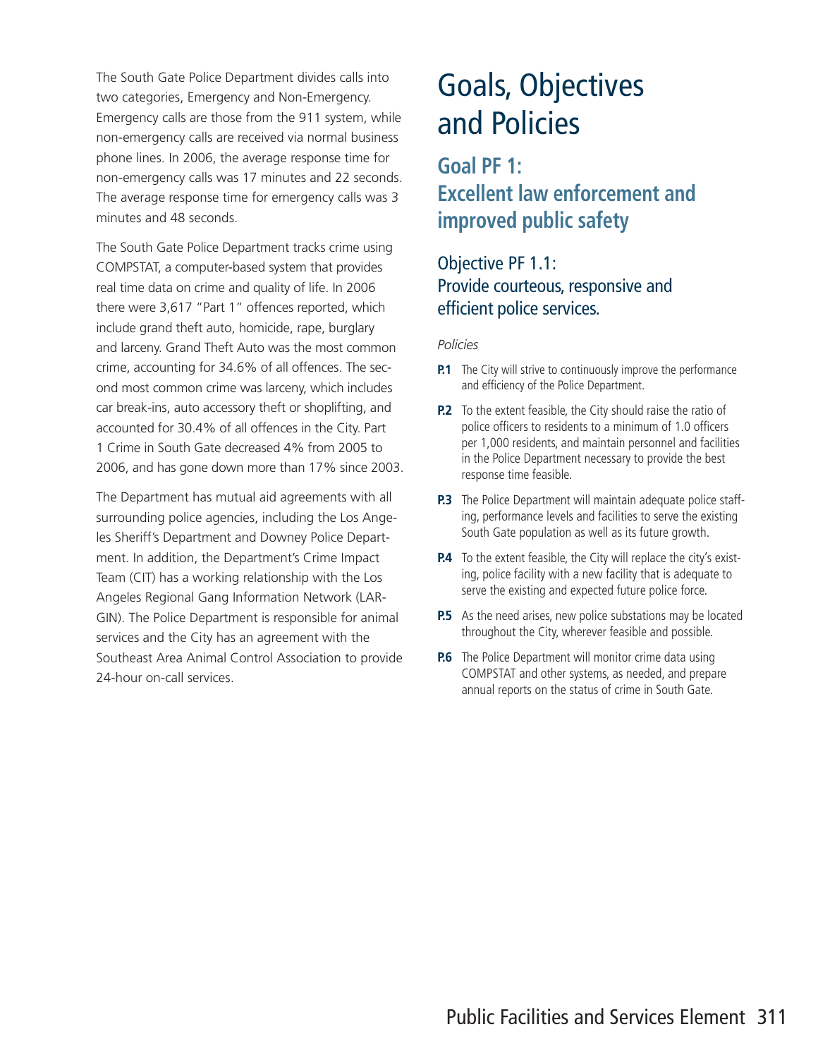The South Gate Police Department divides calls into two categories, Emergency and Non-Emergency. Emergency calls are those from the 911 system, while non-emergency calls are received via normal business phone lines. In 2006, the average response time for non-emergency calls was 17 minutes and 22 seconds. The average response time for emergency calls was 3 minutes and 48 seconds.

The South Gate Police Department tracks crime using COMPSTAT, a computer-based system that provides real time data on crime and quality of life. In 2006 there were 3,617 "Part 1" offences reported, which include grand theft auto, homicide, rape, burglary and larceny. Grand Theft Auto was the most common crime, accounting for 34.6% of all offences. The second most common crime was larceny, which includes car break-ins, auto accessory theft or shoplifting, and accounted for 30.4% of all offences in the City. Part 1 Crime in South Gate decreased 4% from 2005 to 2006, and has gone down more than 17% since 2003.

The Department has mutual aid agreements with all surrounding police agencies, including the Los Angeles Sheriff's Department and Downey Police Department. In addition, the Department's Crime Impact Team (CIT) has a working relationship with the Los Angeles Regional Gang Information Network (LARGIN). The Police Department is responsible for animal services and the City has an agreement with the Southeast Area Animal Control Association to provide 24-hour on-call services.

# Goals, Objectives and Policies

## Goal PF 1: Excellent law enforcement and improved public safety

### Objective PF 1.1: Provide courteous, responsive and efficient police services.

*Policies*

**P.1** The City will strive to continuously improve the performance and efficiency of the Police Department.

**P.2** To the extent feasible, the City should raise the ratio of police officers to residents to a minimum of 1.0 officers per 1,000 residents, and maintain personnel and facilities in the Police Department necessary to provide the best response time feasible.

**P.3** The Police Department will maintain adequate police staffing, performance levels and facilities to serve the existing South Gate population as well as its future growth.

**P.4** To the extent feasible, the City will replace the city's existing, police facility with a new facility that is adequate to serve the existing and expected future police force.

**P.5** As the need arises, new police substations may be located throughout the City, wherever feasible and possible.

**P.6** The Police Department will monitor crime data using COMPSTAT and other systems, as needed, and prepare annual reports on the status of crime in South Gate.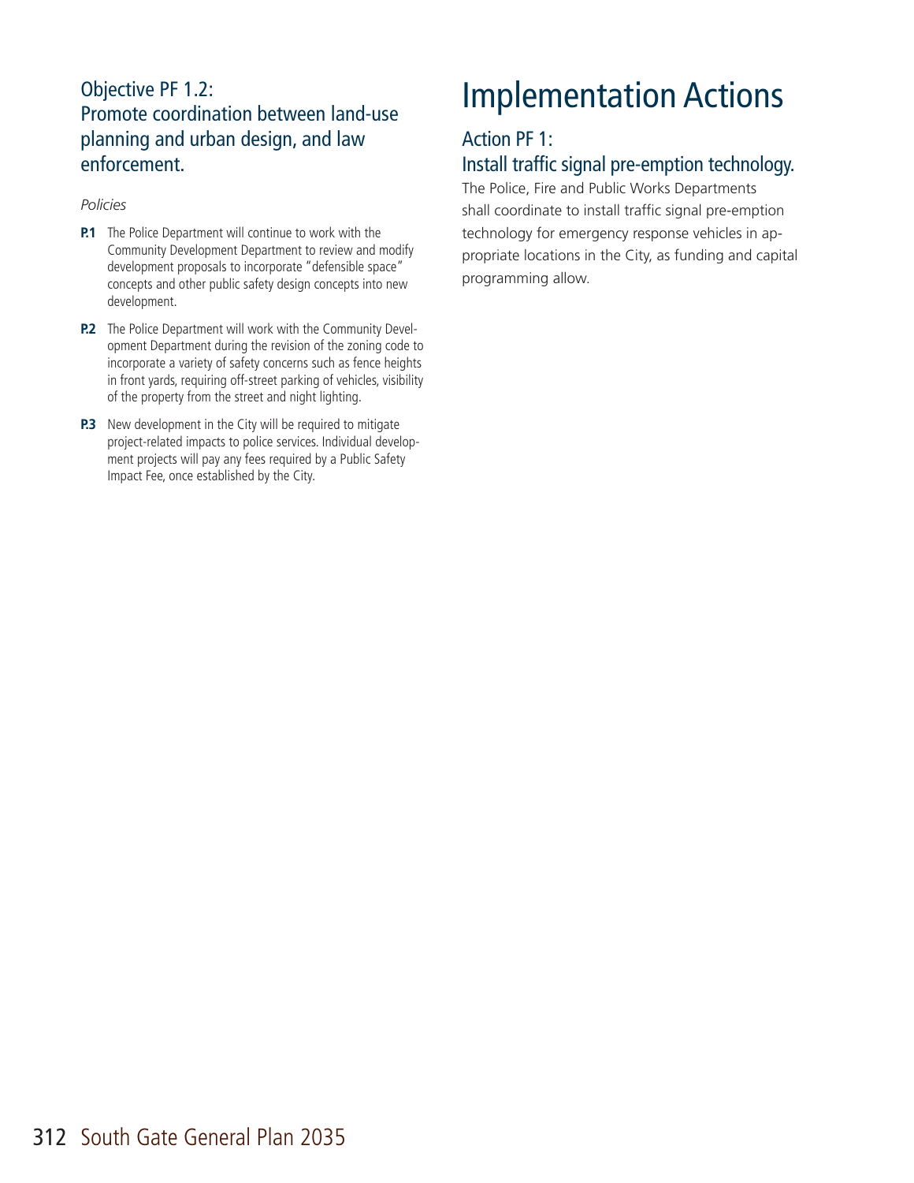### Objective PF 1.2:
### Promote coordination between land-use planning and urban design, and law enforcement.

*Policies*

**P.1** The Police Department will continue to work with the Community Development Department to review and modify development proposals to incorporate "defensible space" concepts and other public safety design concepts into new development.

**P.2** The Police Department will work with the Community Development Department during the revision of the zoning code to incorporate a variety of safety concerns such as fence heights in front yards, requiring off-street parking of vehicles, visibility of the property from the street and night lighting.

**P.3** New development in the City will be required to mitigate project-related impacts to police services. Individual development projects will pay any fees required by a Public Safety Impact Fee, once established by the City.

# Implementation Actions

### Action PF 1:
### Install traffic signal pre-emption technology.

The Police, Fire and Public Works Departments shall coordinate to install traffic signal pre-emption technology for emergency response vehicles in appropriate locations in the City, as funding and capital programming allow.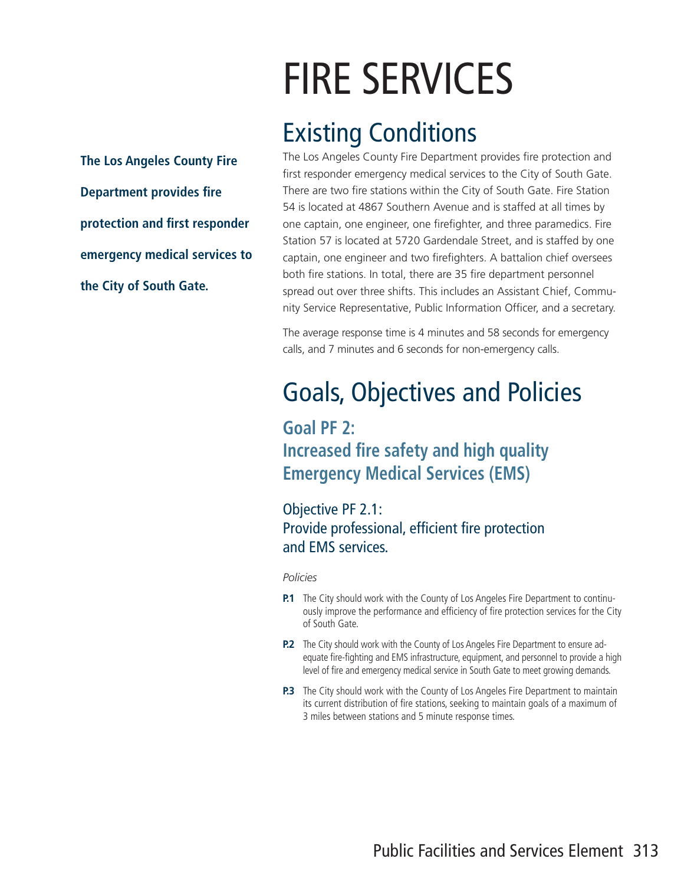# FIRE SERVICES

## Existing Conditions

**The Los Angeles County Fire Department provides fire protection and first responder emergency medical services to the City of South Gate.**

The Los Angeles County Fire Department provides fire protection and first responder emergency medical services to the City of South Gate. There are two fire stations within the City of South Gate. Fire Station 54 is located at 4867 Southern Avenue and is staffed at all times by one captain, one engineer, one firefighter, and three paramedics. Fire Station 57 is located at 5720 Gardendale Street, and is staffed by one captain, one engineer and two firefighters. A battalion chief oversees both fire stations. In total, there are 35 fire department personnel spread out over three shifts. This includes an Assistant Chief, Community Service Representative, Public Information Officer, and a secretary.

The average response time is 4 minutes and 58 seconds for emergency calls, and 7 minutes and 6 seconds for non-emergency calls.

## Goals, Objectives and Policies

### Goal PF 2: Increased fire safety and high quality Emergency Medical Services (EMS)

#### Objective PF 2.1: Provide professional, efficient fire protection and EMS services.

*Policies*

**P.1** The City should work with the County of Los Angeles Fire Department to continuously improve the performance and efficiency of fire protection services for the City of South Gate.

**P.2** The City should work with the County of Los Angeles Fire Department to ensure adequate fire-fighting and EMS infrastructure, equipment, and personnel to provide a high level of fire and emergency medical service in South Gate to meet growing demands.

**P.3** The City should work with the County of Los Angeles Fire Department to maintain its current distribution of fire stations, seeking to maintain goals of a maximum of 3 miles between stations and 5 minute response times.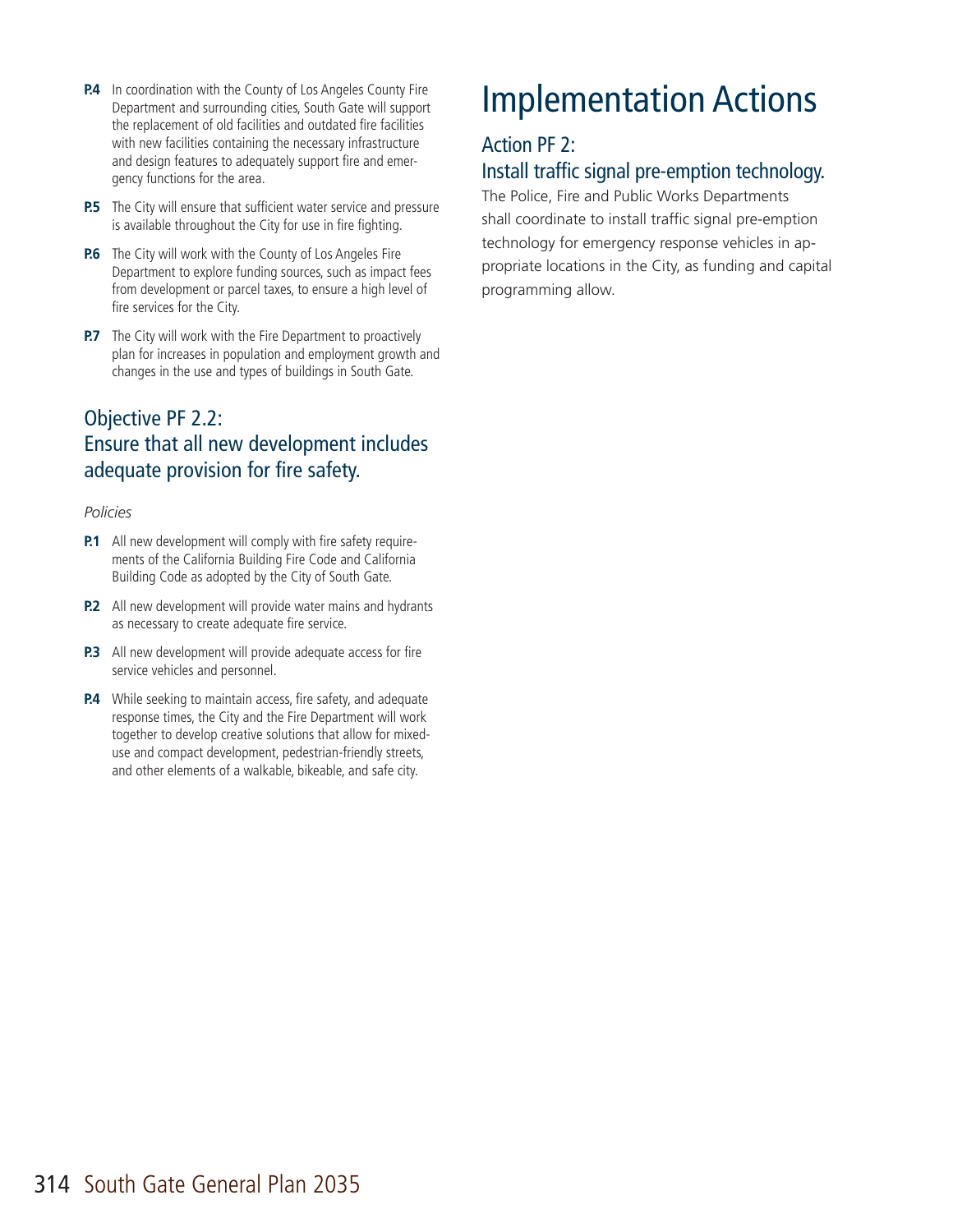**P.4** In coordination with the County of Los Angeles County Fire Department and surrounding cities, South Gate will support the replacement of old facilities and outdated fire facilities with new facilities containing the necessary infrastructure and design features to adequately support fire and emergency functions for the area.

**P.5** The City will ensure that sufficient water service and pressure is available throughout the City for use in fire fighting.

**P.6** The City will work with the County of Los Angeles Fire Department to explore funding sources, such as impact fees from development or parcel taxes, to ensure a high level of fire services for the City.

**P.7** The City will work with the Fire Department to proactively plan for increases in population and employment growth and changes in the use and types of buildings in South Gate.

## Objective PF 2.2: Ensure that all new development includes adequate provision for fire safety.

*Policies*

**P.1** All new development will comply with fire safety requirements of the California Building Fire Code and California Building Code as adopted by the City of South Gate.

**P.2** All new development will provide water mains and hydrants as necessary to create adequate fire service.

**P.3** All new development will provide adequate access for fire service vehicles and personnel.

**P.4** While seeking to maintain access, fire safety, and adequate response times, the City and the Fire Department will work together to develop creative solutions that allow for mixed-use and compact development, pedestrian-friendly streets, and other elements of a walkable, bikeable, and safe city.

# Implementation Actions

## Action PF 2: Install traffic signal pre-emption technology.

The Police, Fire and Public Works Departments shall coordinate to install traffic signal pre-emption technology for emergency response vehicles in appropriate locations in the City, as funding and capital programming allow.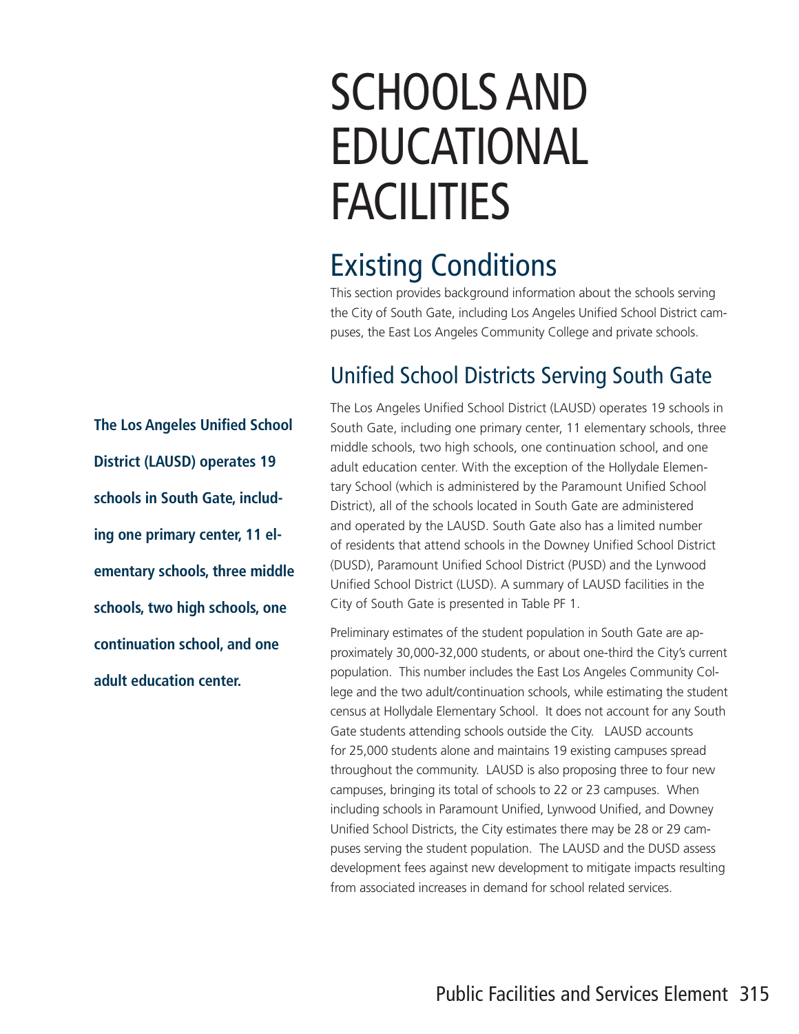# SCHOOLS AND EDUCATIONAL FACILITIES

## Existing Conditions

This section provides background information about the schools serving the City of South Gate, including Los Angeles Unified School District campuses, the East Los Angeles Community College and private schools.

### Unified School Districts Serving South Gate

**The Los Angeles Unified School District (LAUSD) operates 19 schools in South Gate, including one primary center, 11 elementary schools, three middle schools, two high schools, one continuation school, and one adult education center.**

The Los Angeles Unified School District (LAUSD) operates 19 schools in South Gate, including one primary center, 11 elementary schools, three middle schools, two high schools, one continuation school, and one adult education center. With the exception of the Hollydale Elementary School (which is administered by the Paramount Unified School District), all of the schools located in South Gate are administered and operated by the LAUSD. South Gate also has a limited number of residents that attend schools in the Downey Unified School District (DUSD), Paramount Unified School District (PUSD) and the Lynwood Unified School District (LUSD). A summary of LAUSD facilities in the City of South Gate is presented in Table PF 1.

Preliminary estimates of the student population in South Gate are approximately 30,000-32,000 students, or about one-third the City's current population. This number includes the East Los Angeles Community College and the two adult/continuation schools, while estimating the student census at Hollydale Elementary School. It does not account for any South Gate students attending schools outside the City. LAUSD accounts for 25,000 students alone and maintains 19 existing campuses spread throughout the community. LAUSD is also proposing three to four new campuses, bringing its total of schools to 22 or 23 campuses. When including schools in Paramount Unified, Lynwood Unified, and Downey Unified School Districts, the City estimates there may be 28 or 29 campuses serving the student population. The LAUSD and the DUSD assess development fees against new development to mitigate impacts resulting from associated increases in demand for school related services.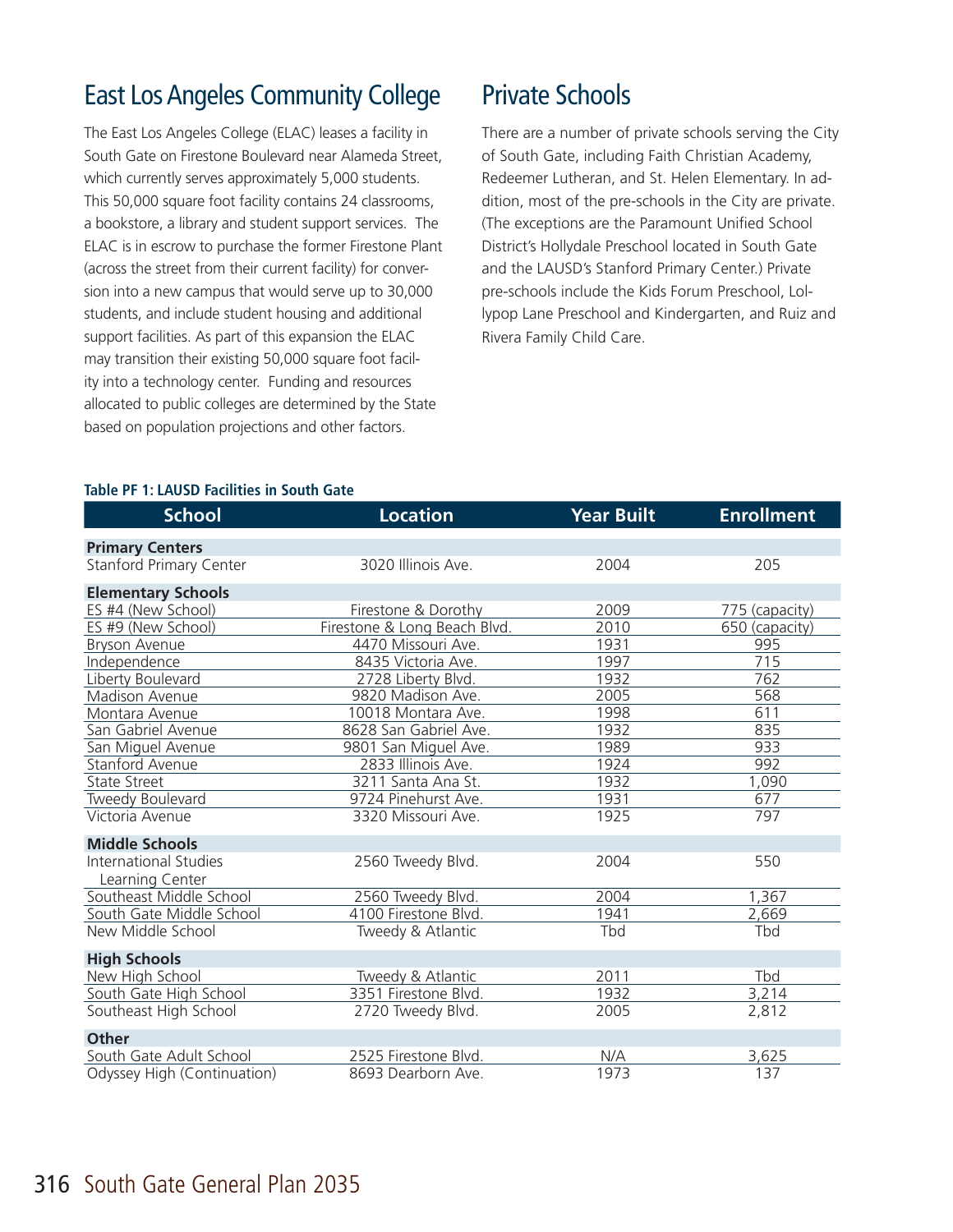## East Los Angeles Community College

The East Los Angeles College (ELAC) leases a facility in South Gate on Firestone Boulevard near Alameda Street, which currently serves approximately 5,000 students. This 50,000 square foot facility contains 24 classrooms, a bookstore, a library and student support services. The ELAC is in escrow to purchase the former Firestone Plant (across the street from their current facility) for conversion into a new campus that would serve up to 30,000 students, and include student housing and additional support facilities. As part of this expansion the ELAC may transition their existing 50,000 square foot facility into a technology center. Funding and resources allocated to public colleges are determined by the State based on population projections and other factors.

## Private Schools

There are a number of private schools serving the City of South Gate, including Faith Christian Academy, Redeemer Lutheran, and St. Helen Elementary. In addition, most of the pre-schools in the City are private. (The exceptions are the Paramount Unified School District's Hollydale Preschool located in South Gate and the LAUSD's Stanford Primary Center.) Private pre-schools include the Kids Forum Preschool, Lollypop Lane Preschool and Kindergarten, and Ruiz and Rivera Family Child Care.

**Table PF 1: LAUSD Facilities in South Gate**

| School | Location | Year Built | Enrollment |
|---|---|---|---|
| **Primary Centers** | | | |
| Stanford Primary Center | 3020 Illinois Ave. | 2004 | 205 |
| **Elementary Schools** | | | |
| ES #4 (New School) | Firestone & Dorothy | 2009 | 775 (capacity) |
| ES #9 (New School) | Firestone & Long Beach Blvd. | 2010 | 650 (capacity) |
| Bryson Avenue | 4470 Missouri Ave. | 1931 | 995 |
| Independence | 8435 Victoria Ave. | 1997 | 715 |
| Liberty Boulevard | 2728 Liberty Blvd. | 1932 | 762 |
| Madison Avenue | 9820 Madison Ave. | 2005 | 568 |
| Montara Avenue | 10018 Montara Ave. | 1998 | 611 |
| San Gabriel Avenue | 8628 San Gabriel Ave. | 1932 | 835 |
| San Miguel Avenue | 9801 San Miguel Ave. | 1989 | 933 |
| Stanford Avenue | 2833 Illinois Ave. | 1924 | 992 |
| State Street | 3211 Santa Ana St. | 1932 | 1,090 |
| Tweedy Boulevard | 9724 Pinehurst Ave. | 1931 | 677 |
| Victoria Avenue | 3320 Missouri Ave. | 1925 | 797 |
| **Middle Schools** | | | |
| International Studies Learning Center | 2560 Tweedy Blvd. | 2004 | 550 |
| Southeast Middle School | 2560 Tweedy Blvd. | 2004 | 1,367 |
| South Gate Middle School | 4100 Firestone Blvd. | 1941 | 2,669 |
| New Middle School | Tweedy & Atlantic | Tbd | Tbd |
| **High Schools** | | | |
| New High School | Tweedy & Atlantic | 2011 | Tbd |
| South Gate High School | 3351 Firestone Blvd. | 1932 | 3,214 |
| Southeast High School | 2720 Tweedy Blvd. | 2005 | 2,812 |
| **Other** | | | |
| South Gate Adult School | 2525 Firestone Blvd. | N/A | 3,625 |
| Odyssey High (Continuation) | 8693 Dearborn Ave. | 1973 | 137 |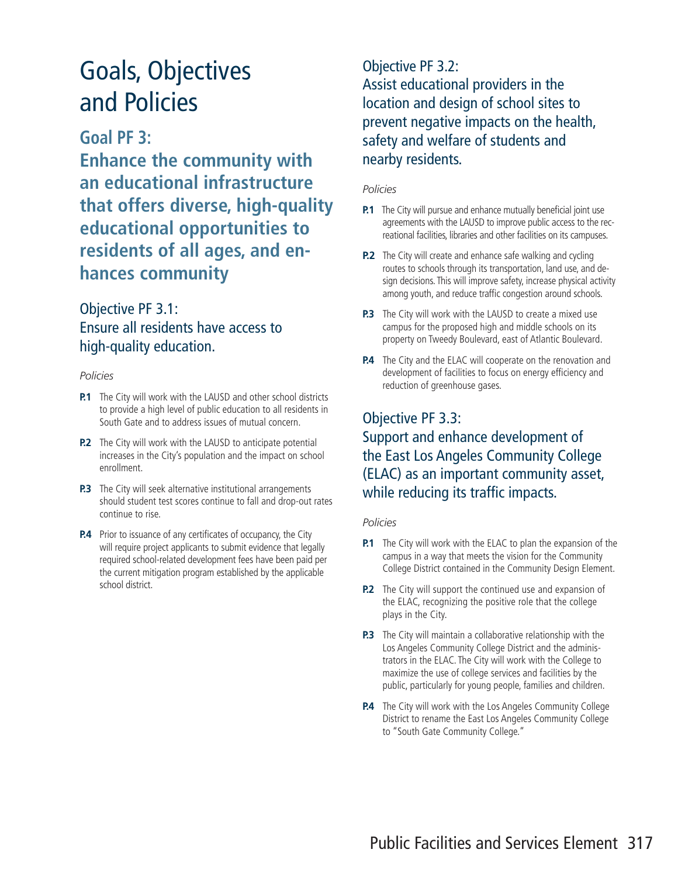# Goals, Objectives and Policies

## Goal PF 3: Enhance the community with an educational infrastructure that offers diverse, high-quality educational opportunities to residents of all ages, and enhances community

### Objective PF 3.1: Ensure all residents have access to high-quality education.

*Policies*

**P.1** The City will work with the LAUSD and other school districts to provide a high level of public education to all residents in South Gate and to address issues of mutual concern.

**P.2** The City will work with the LAUSD to anticipate potential increases in the City's population and the impact on school enrollment.

**P.3** The City will seek alternative institutional arrangements should student test scores continue to fall and drop-out rates continue to rise.

**P.4** Prior to issuance of any certificates of occupancy, the City will require project applicants to submit evidence that legally required school-related development fees have been paid per the current mitigation program established by the applicable school district.

### Objective PF 3.2: Assist educational providers in the location and design of school sites to prevent negative impacts on the health, safety and welfare of students and nearby residents.

*Policies*

**P.1** The City will pursue and enhance mutually beneficial joint use agreements with the LAUSD to improve public access to the recreational facilities, libraries and other facilities on its campuses.

**P.2** The City will create and enhance safe walking and cycling routes to schools through its transportation, land use, and design decisions. This will improve safety, increase physical activity among youth, and reduce traffic congestion around schools.

**P.3** The City will work with the LAUSD to create a mixed use campus for the proposed high and middle schools on its property on Tweedy Boulevard, east of Atlantic Boulevard.

**P.4** The City and the ELAC will cooperate on the renovation and development of facilities to focus on energy efficiency and reduction of greenhouse gases.

### Objective PF 3.3: Support and enhance development of the East Los Angeles Community College (ELAC) as an important community asset, while reducing its traffic impacts.

*Policies*

**P.1** The City will work with the ELAC to plan the expansion of the campus in a way that meets the vision for the Community College District contained in the Community Design Element.

**P.2** The City will support the continued use and expansion of the ELAC, recognizing the positive role that the college plays in the City.

**P.3** The City will maintain a collaborative relationship with the Los Angeles Community College District and the administrators in the ELAC. The City will work with the College to maximize the use of college services and facilities by the public, particularly for young people, families and children.

**P.4** The City will work with the Los Angeles Community College District to rename the East Los Angeles Community College to "South Gate Community College."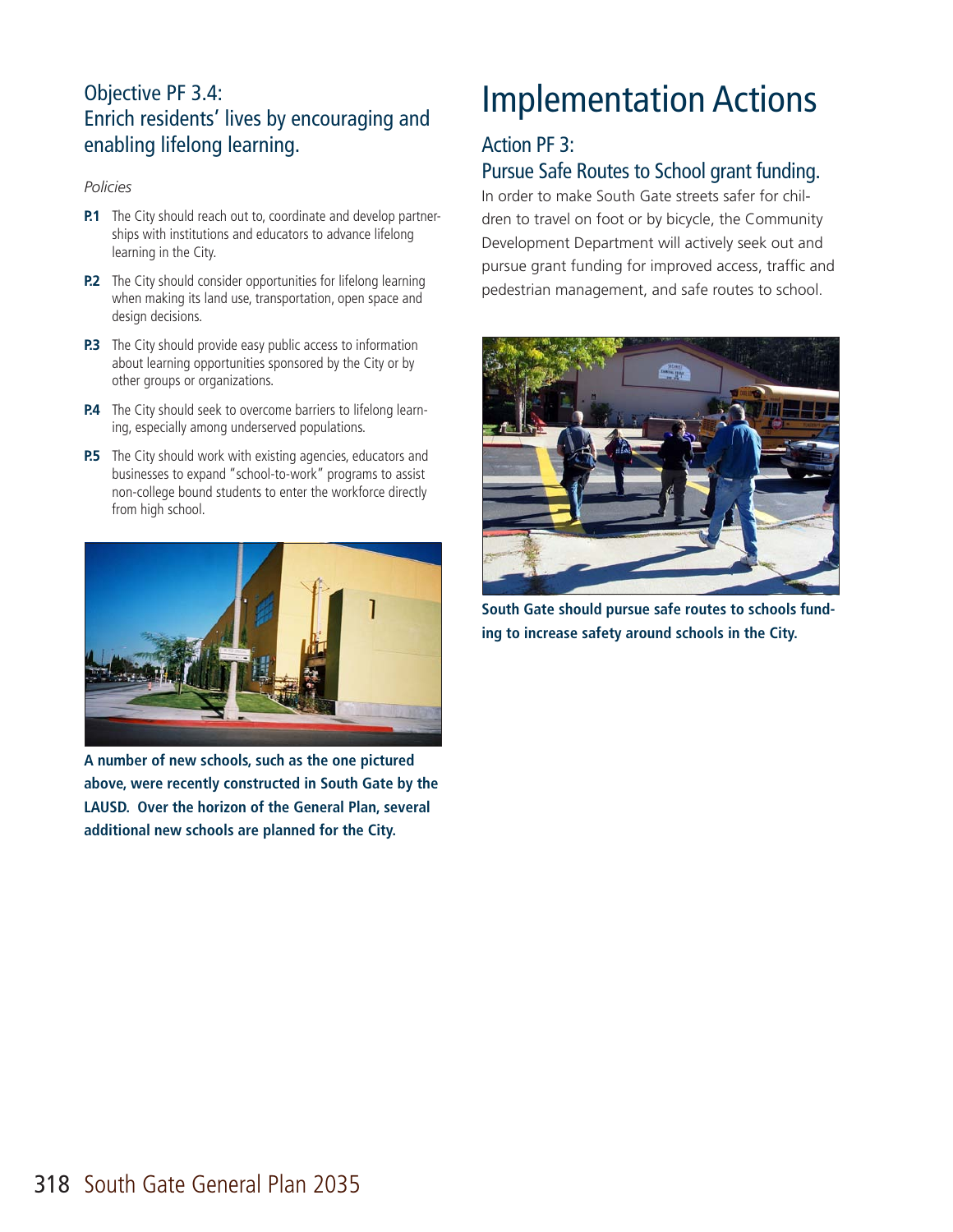## Objective PF 3.4: Enrich residents' lives by encouraging and enabling lifelong learning.

*Policies*

**P.1** The City should reach out to, coordinate and develop partnerships with institutions and educators to advance lifelong learning in the City.

**P.2** The City should consider opportunities for lifelong learning when making its land use, transportation, open space and design decisions.

**P.3** The City should provide easy public access to information about learning opportunities sponsored by the City or by other groups or organizations.

**P.4** The City should seek to overcome barriers to lifelong learning, especially among underserved populations.

**P.5** The City should work with existing agencies, educators and businesses to expand "school-to-work" programs to assist non-college bound students to enter the workforce directly from high school.

**A number of new schools, such as the one pictured above, were recently constructed in South Gate by the LAUSD. Over the horizon of the General Plan, several additional new schools are planned for the City.**

# Implementation Actions

## Action PF 3: Pursue Safe Routes to School grant funding.

In order to make South Gate streets safer for children to travel on foot or by bicycle, the Community Development Department will actively seek out and pursue grant funding for improved access, traffic and pedestrian management, and safe routes to school.

**South Gate should pursue safe routes to schools funding to increase safety around schools in the City.**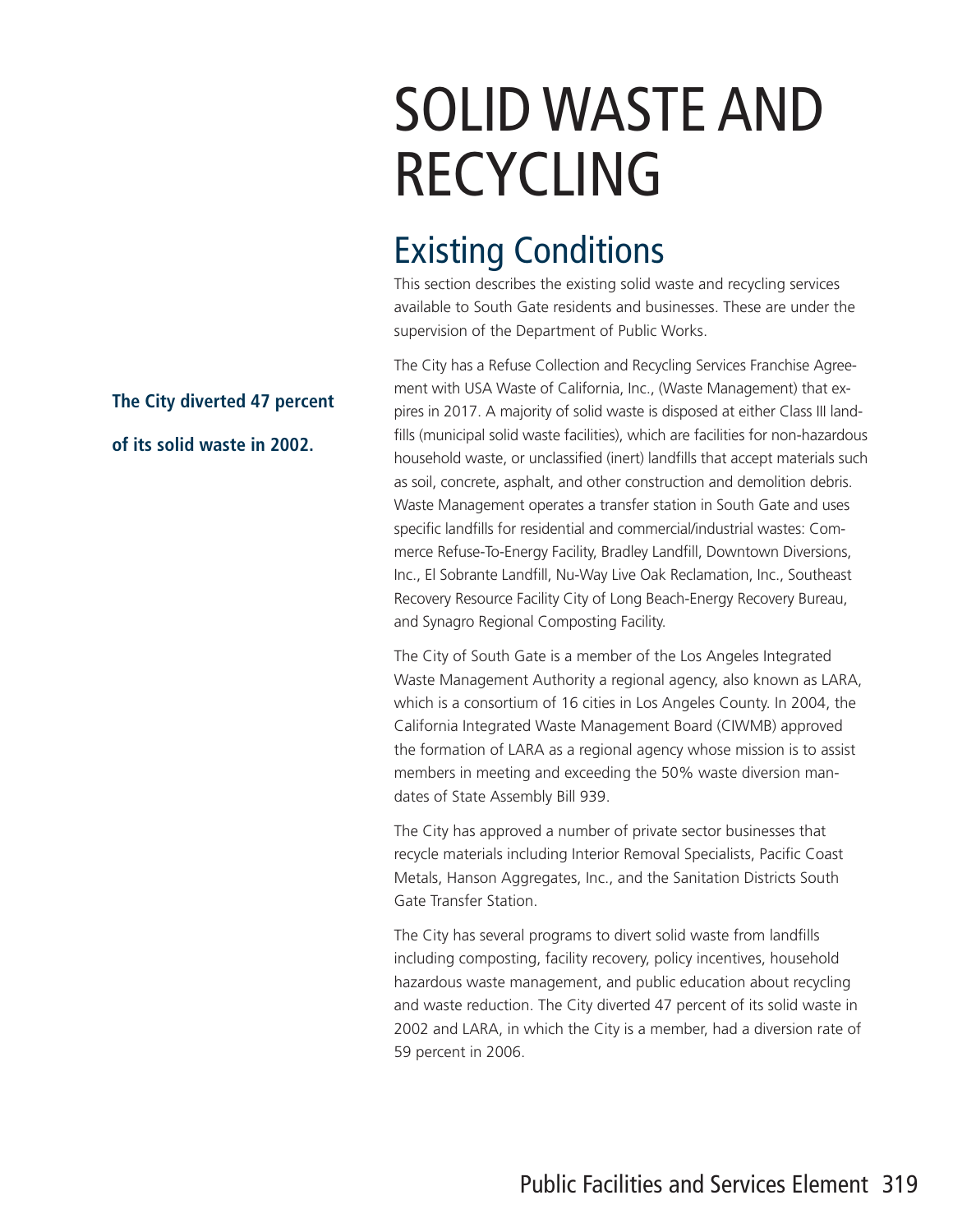# SOLID WASTE AND RECYCLING

## Existing Conditions

This section describes the existing solid waste and recycling services available to South Gate residents and businesses. These are under the supervision of the Department of Public Works.

**The City diverted 47 percent of its solid waste in 2002.**

The City has a Refuse Collection and Recycling Services Franchise Agreement with USA Waste of California, Inc., (Waste Management) that expires in 2017. A majority of solid waste is disposed at either Class III landfills (municipal solid waste facilities), which are facilities for non-hazardous household waste, or unclassified (inert) landfills that accept materials such as soil, concrete, asphalt, and other construction and demolition debris. Waste Management operates a transfer station in South Gate and uses specific landfills for residential and commercial/industrial wastes: Commerce Refuse-To-Energy Facility, Bradley Landfill, Downtown Diversions, Inc., El Sobrante Landfill, Nu-Way Live Oak Reclamation, Inc., Southeast Recovery Resource Facility City of Long Beach-Energy Recovery Bureau, and Synagro Regional Composting Facility.

The City of South Gate is a member of the Los Angeles Integrated Waste Management Authority a regional agency, also known as LARA, which is a consortium of 16 cities in Los Angeles County. In 2004, the California Integrated Waste Management Board (CIWMB) approved the formation of LARA as a regional agency whose mission is to assist members in meeting and exceeding the 50% waste diversion mandates of State Assembly Bill 939.

The City has approved a number of private sector businesses that recycle materials including Interior Removal Specialists, Pacific Coast Metals, Hanson Aggregates, Inc., and the Sanitation Districts South Gate Transfer Station.

The City has several programs to divert solid waste from landfills including composting, facility recovery, policy incentives, household hazardous waste management, and public education about recycling and waste reduction. The City diverted 47 percent of its solid waste in 2002 and LARA, in which the City is a member, had a diversion rate of 59 percent in 2006.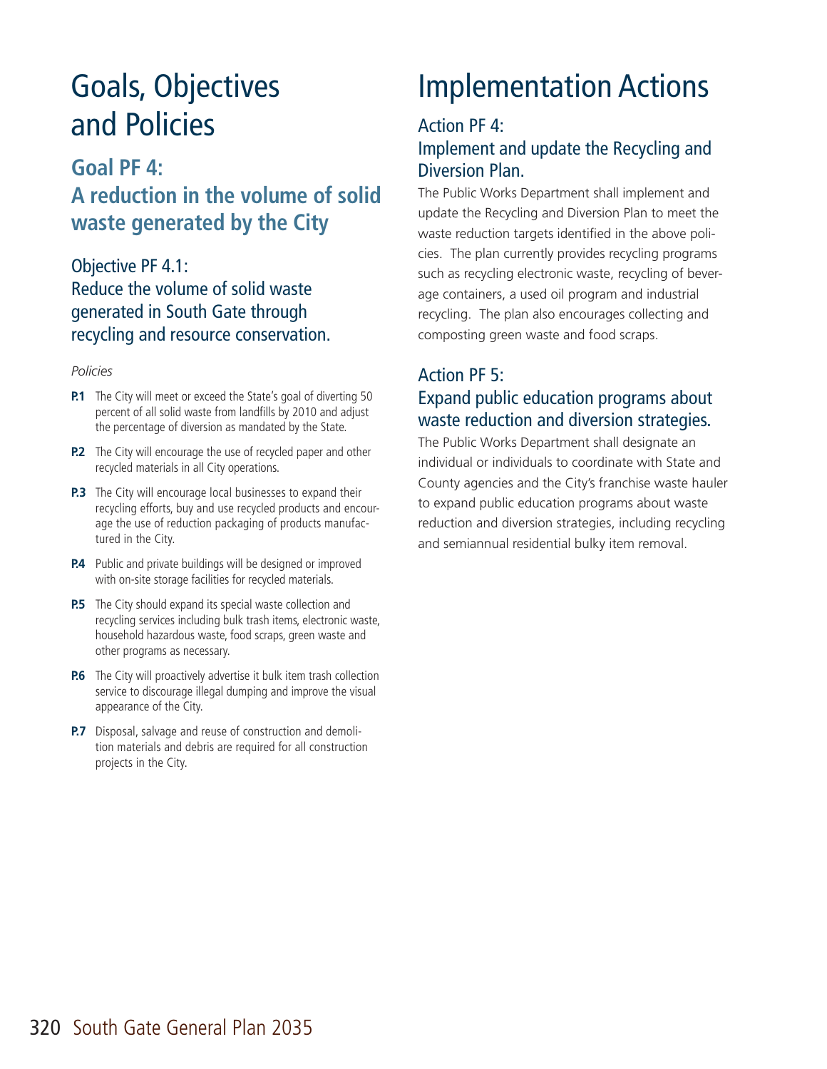# Goals, Objectives and Policies

## Goal PF 4: A reduction in the volume of solid waste generated by the City

### Objective PF 4.1: Reduce the volume of solid waste generated in South Gate through recycling and resource conservation.

*Policies*

**P.1** The City will meet or exceed the State's goal of diverting 50 percent of all solid waste from landfills by 2010 and adjust the percentage of diversion as mandated by the State.

**P.2** The City will encourage the use of recycled paper and other recycled materials in all City operations.

**P.3** The City will encourage local businesses to expand their recycling efforts, buy and use recycled products and encourage the use of reduction packaging of products manufactured in the City.

**P.4** Public and private buildings will be designed or improved with on-site storage facilities for recycled materials.

**P.5** The City should expand its special waste collection and recycling services including bulk trash items, electronic waste, household hazardous waste, food scraps, green waste and other programs as necessary.

**P.6** The City will proactively advertise it bulk item trash collection service to discourage illegal dumping and improve the visual appearance of the City.

**P.7** Disposal, salvage and reuse of construction and demolition materials and debris are required for all construction projects in the City.

# Implementation Actions

### Action PF 4: Implement and update the Recycling and Diversion Plan.

The Public Works Department shall implement and update the Recycling and Diversion Plan to meet the waste reduction targets identified in the above policies. The plan currently provides recycling programs such as recycling electronic waste, recycling of beverage containers, a used oil program and industrial recycling. The plan also encourages collecting and composting green waste and food scraps.

### Action PF 5: Expand public education programs about waste reduction and diversion strategies.

The Public Works Department shall designate an individual or individuals to coordinate with State and County agencies and the City's franchise waste hauler to expand public education programs about waste reduction and diversion strategies, including recycling and semiannual residential bulky item removal.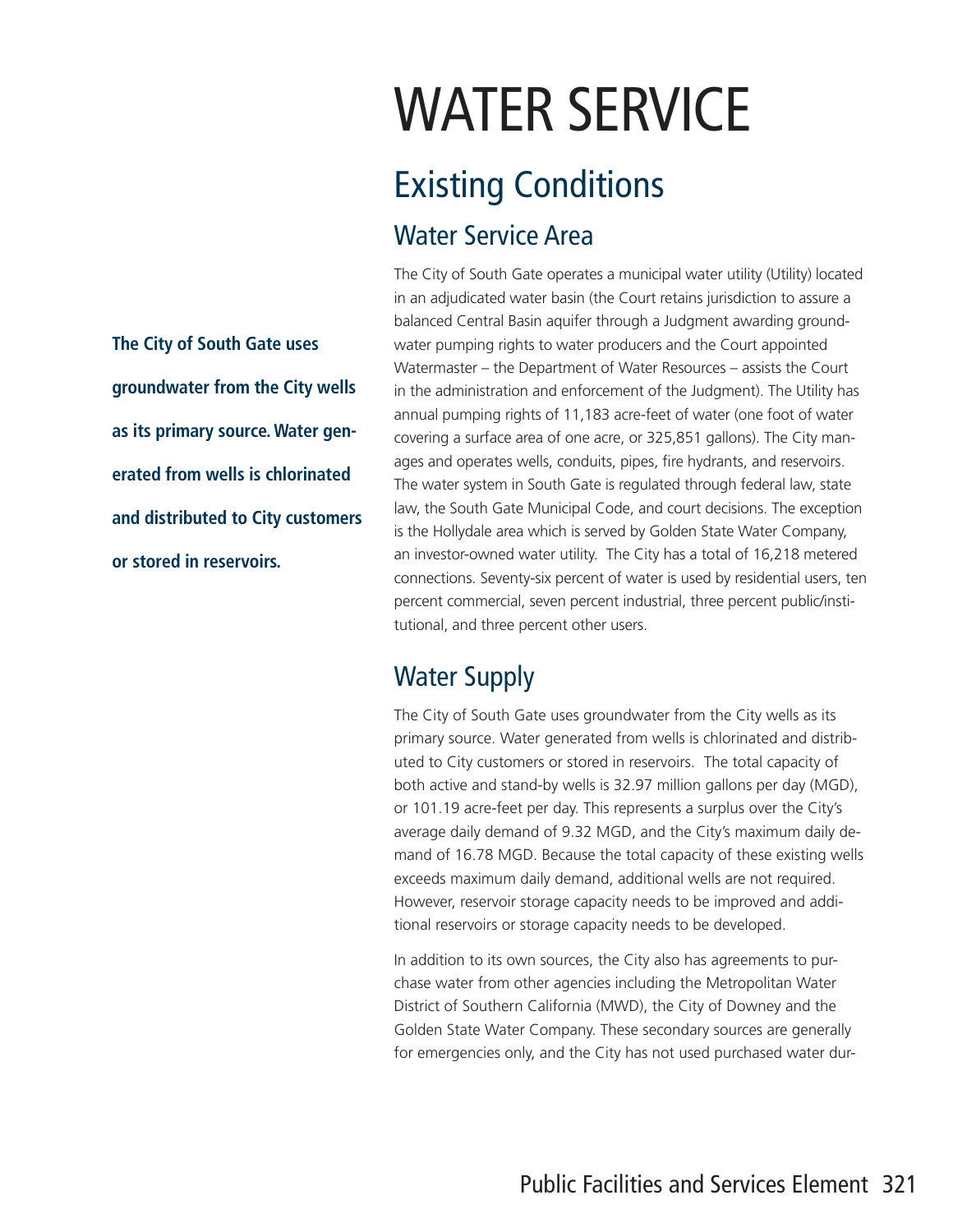# WATER SERVICE

## Existing Conditions

### Water Service Area

**The City of South Gate uses groundwater from the City wells as its primary source. Water generated from wells is chlorinated and distributed to City customers or stored in reservoirs.**

The City of South Gate operates a municipal water utility (Utility) located in an adjudicated water basin (the Court retains jurisdiction to assure a balanced Central Basin aquifer through a Judgment awarding groundwater pumping rights to water producers and the Court appointed Watermaster – the Department of Water Resources – assists the Court in the administration and enforcement of the Judgment). The Utility has annual pumping rights of 11,183 acre-feet of water (one foot of water covering a surface area of one acre, or 325,851 gallons). The City manages and operates wells, conduits, pipes, fire hydrants, and reservoirs. The water system in South Gate is regulated through federal law, state law, the South Gate Municipal Code, and court decisions. The exception is the Hollydale area which is served by Golden State Water Company, an investor-owned water utility. The City has a total of 16,218 metered connections. Seventy-six percent of water is used by residential users, ten percent commercial, seven percent industrial, three percent public/institutional, and three percent other users.

### Water Supply

The City of South Gate uses groundwater from the City wells as its primary source. Water generated from wells is chlorinated and distributed to City customers or stored in reservoirs. The total capacity of both active and stand-by wells is 32.97 million gallons per day (MGD), or 101.19 acre-feet per day. This represents a surplus over the City's average daily demand of 9.32 MGD, and the City's maximum daily demand of 16.78 MGD. Because the total capacity of these existing wells exceeds maximum daily demand, additional wells are not required. However, reservoir storage capacity needs to be improved and additional reservoirs or storage capacity needs to be developed.

In addition to its own sources, the City also has agreements to purchase water from other agencies including the Metropolitan Water District of Southern California (MWD), the City of Downey and the Golden State Water Company. These secondary sources are generally for emergencies only, and the City has not used purchased water dur-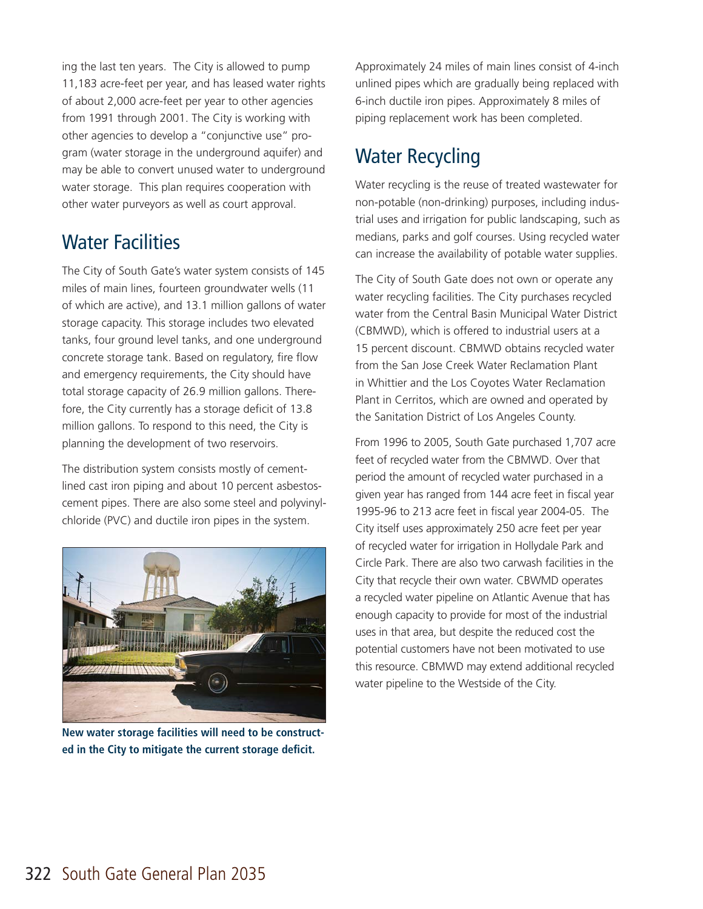ing the last ten years. The City is allowed to pump 11,183 acre-feet per year, and has leased water rights of about 2,000 acre-feet per year to other agencies from 1991 through 2001. The City is working with other agencies to develop a "conjunctive use" program (water storage in the underground aquifer) and may be able to convert unused water to underground water storage. This plan requires cooperation with other water purveyors as well as court approval.

## Water Facilities

The City of South Gate's water system consists of 145 miles of main lines, fourteen groundwater wells (11 of which are active), and 13.1 million gallons of water storage capacity. This storage includes two elevated tanks, four ground level tanks, and one underground concrete storage tank. Based on regulatory, fire flow and emergency requirements, the City should have total storage capacity of 26.9 million gallons. Therefore, the City currently has a storage deficit of 13.8 million gallons. To respond to this need, the City is planning the development of two reservoirs.

The distribution system consists mostly of cement-lined cast iron piping and about 10 percent asbestos-cement pipes. There are also some steel and polyvinyl-chloride (PVC) and ductile iron pipes in the system.

**New water storage facilities will need to be constructed in the City to mitigate the current storage deficit.**

Approximately 24 miles of main lines consist of 4-inch unlined pipes which are gradually being replaced with 6-inch ductile iron pipes. Approximately 8 miles of piping replacement work has been completed.

## Water Recycling

Water recycling is the reuse of treated wastewater for non-potable (non-drinking) purposes, including industrial uses and irrigation for public landscaping, such as medians, parks and golf courses. Using recycled water can increase the availability of potable water supplies.

The City of South Gate does not own or operate any water recycling facilities. The City purchases recycled water from the Central Basin Municipal Water District (CBMWD), which is offered to industrial users at a 15 percent discount. CBMWD obtains recycled water from the San Jose Creek Water Reclamation Plant in Whittier and the Los Coyotes Water Reclamation Plant in Cerritos, which are owned and operated by the Sanitation District of Los Angeles County.

From 1996 to 2005, South Gate purchased 1,707 acre feet of recycled water from the CBMWD. Over that period the amount of recycled water purchased in a given year has ranged from 144 acre feet in fiscal year 1995-96 to 213 acre feet in fiscal year 2004-05. The City itself uses approximately 250 acre feet per year of recycled water for irrigation in Hollydale Park and Circle Park. There are also two carwash facilities in the City that recycle their own water. CBWMD operates a recycled water pipeline on Atlantic Avenue that has enough capacity to provide for most of the industrial uses in that area, but despite the reduced cost the potential customers have not been motivated to use this resource. CBMWD may extend additional recycled water pipeline to the Westside of the City.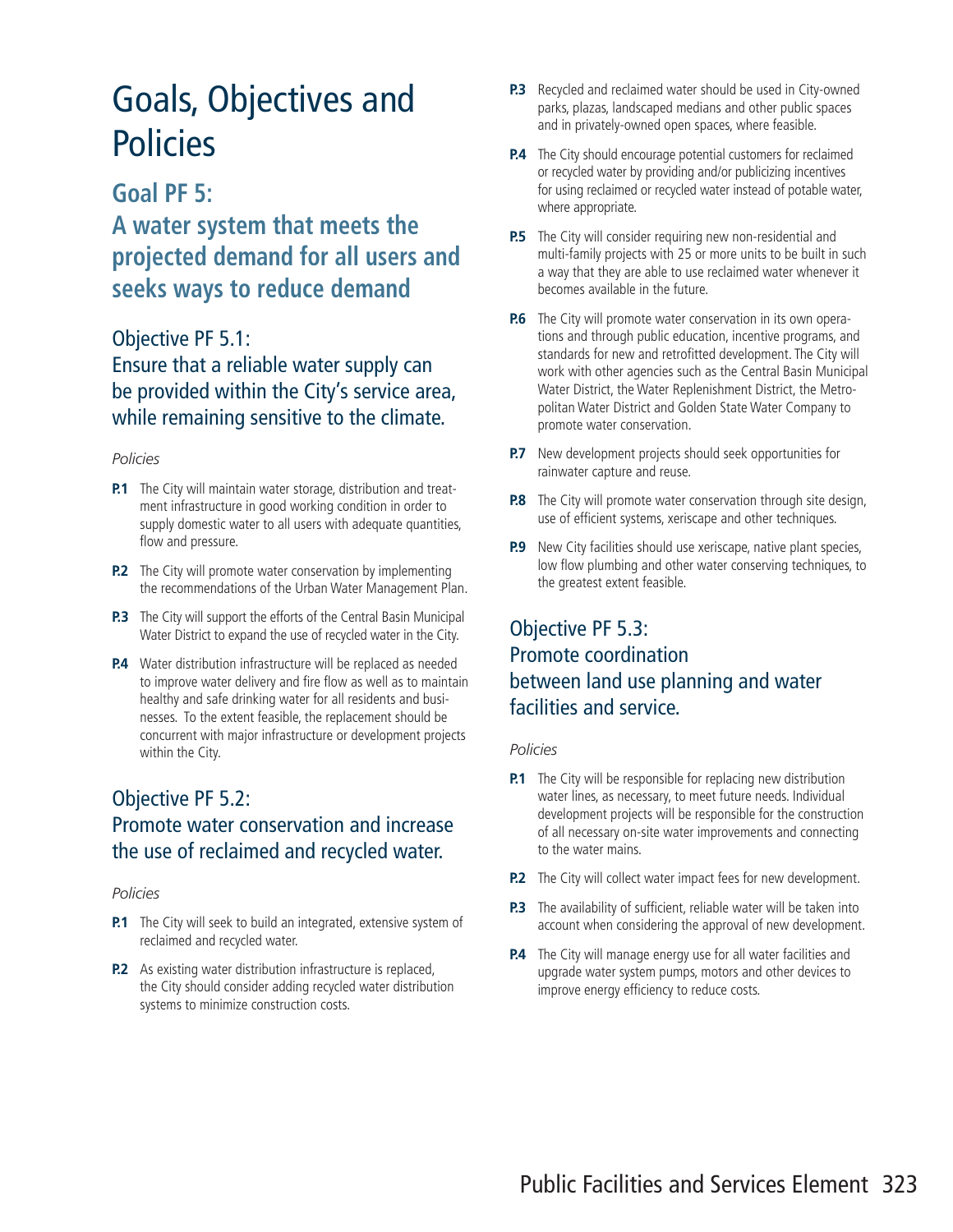# Goals, Objectives and Policies

## Goal PF 5: A water system that meets the projected demand for all users and seeks ways to reduce demand

### Objective PF 5.1: Ensure that a reliable water supply can be provided within the City's service area, while remaining sensitive to the climate.

*Policies*

- **P.1** The City will maintain water storage, distribution and treatment infrastructure in good working condition in order to supply domestic water to all users with adequate quantities, flow and pressure.
- **P.2** The City will promote water conservation by implementing the recommendations of the Urban Water Management Plan.
- **P.3** The City will support the efforts of the Central Basin Municipal Water District to expand the use of recycled water in the City.
- **P.4** Water distribution infrastructure will be replaced as needed to improve water delivery and fire flow as well as to maintain healthy and safe drinking water for all residents and businesses. To the extent feasible, the replacement should be concurrent with major infrastructure or development projects within the City.

### Objective PF 5.2: Promote water conservation and increase the use of reclaimed and recycled water.

*Policies*

- **P.1** The City will seek to build an integrated, extensive system of reclaimed and recycled water.
- **P.2** As existing water distribution infrastructure is replaced, the City should consider adding recycled water distribution systems to minimize construction costs.
- **P.3** Recycled and reclaimed water should be used in City-owned parks, plazas, landscaped medians and other public spaces and in privately-owned open spaces, where feasible.
- **P.4** The City should encourage potential customers for reclaimed or recycled water by providing and/or publicizing incentives for using reclaimed or recycled water instead of potable water, where appropriate.
- **P.5** The City will consider requiring new non-residential and multi-family projects with 25 or more units to be built in such a way that they are able to use reclaimed water whenever it becomes available in the future.
- **P.6** The City will promote water conservation in its own operations and through public education, incentive programs, and standards for new and retrofitted development. The City will work with other agencies such as the Central Basin Municipal Water District, the Water Replenishment District, the Metropolitan Water District and Golden State Water Company to promote water conservation.
- **P.7** New development projects should seek opportunities for rainwater capture and reuse.
- **P.8** The City will promote water conservation through site design, use of efficient systems, xeriscape and other techniques.
- **P.9** New City facilities should use xeriscape, native plant species, low flow plumbing and other water conserving techniques, to the greatest extent feasible.

### Objective PF 5.3: Promote coordination between land use planning and water facilities and service.

*Policies*

- **P.1** The City will be responsible for replacing new distribution water lines, as necessary, to meet future needs. Individual development projects will be responsible for the construction of all necessary on-site water improvements and connecting to the water mains.
- **P.2** The City will collect water impact fees for new development.
- **P.3** The availability of sufficient, reliable water will be taken into account when considering the approval of new development.
- **P.4** The City will manage energy use for all water facilities and upgrade water system pumps, motors and other devices to improve energy efficiency to reduce costs.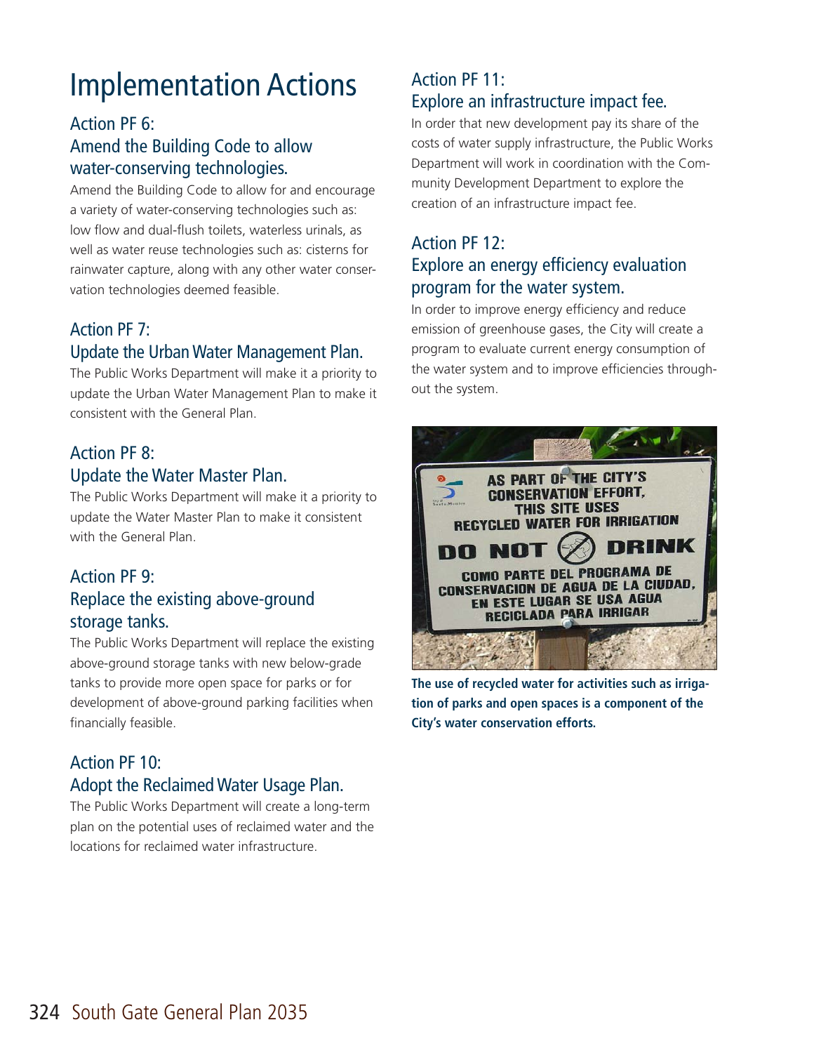# Implementation Actions

## Action PF 6:
## Amend the Building Code to allow water-conserving technologies.

Amend the Building Code to allow for and encourage a variety of water-conserving technologies such as: low flow and dual-flush toilets, waterless urinals, as well as water reuse technologies such as: cisterns for rainwater capture, along with any other water conservation technologies deemed feasible.

## Action PF 7:
## Update the Urban Water Management Plan.

The Public Works Department will make it a priority to update the Urban Water Management Plan to make it consistent with the General Plan.

## Action PF 8:
## Update the Water Master Plan.

The Public Works Department will make it a priority to update the Water Master Plan to make it consistent with the General Plan.

## Action PF 9:
## Replace the existing above-ground storage tanks.

The Public Works Department will replace the existing above-ground storage tanks with new below-grade tanks to provide more open space for parks or for development of above-ground parking facilities when financially feasible.

## Action PF 10:
## Adopt the Reclaimed Water Usage Plan.

The Public Works Department will create a long-term plan on the potential uses of reclaimed water and the locations for reclaimed water infrastructure.

## Action PF 11:
## Explore an infrastructure impact fee.

In order that new development pay its share of the costs of water supply infrastructure, the Public Works Department will work in coordination with the Community Development Department to explore the creation of an infrastructure impact fee.

## Action PF 12:
## Explore an energy efficiency evaluation program for the water system.

In order to improve energy efficiency and reduce emission of greenhouse gases, the City will create a program to evaluate current energy consumption of the water system and to improve efficiencies throughout the system.

**The use of recycled water for activities such as irrigation of parks and open spaces is a component of the City's water conservation efforts.**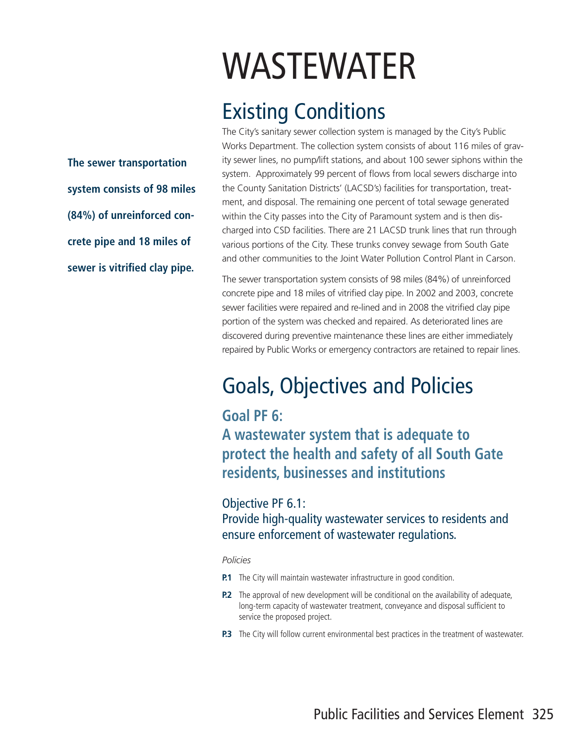# WASTEWATER

## Existing Conditions

**The sewer transportation system consists of 98 miles (84%) of unreinforced concrete pipe and 18 miles of sewer is vitrified clay pipe.**

The City's sanitary sewer collection system is managed by the City's Public Works Department. The collection system consists of about 116 miles of gravity sewer lines, no pump/lift stations, and about 100 sewer siphons within the system. Approximately 99 percent of flows from local sewers discharge into the County Sanitation Districts' (LACSD's) facilities for transportation, treatment, and disposal. The remaining one percent of total sewage generated within the City passes into the City of Paramount system and is then discharged into CSD facilities. There are 21 LACSD trunk lines that run through various portions of the City. These trunks convey sewage from South Gate and other communities to the Joint Water Pollution Control Plant in Carson.

The sewer transportation system consists of 98 miles (84%) of unreinforced concrete pipe and 18 miles of vitrified clay pipe. In 2002 and 2003, concrete sewer facilities were repaired and re-lined and in 2008 the vitrified clay pipe portion of the system was checked and repaired. As deteriorated lines are discovered during preventive maintenance these lines are either immediately repaired by Public Works or emergency contractors are retained to repair lines.

## Goals, Objectives and Policies

### Goal PF 6:
### A wastewater system that is adequate to protect the health and safety of all South Gate residents, businesses and institutions

#### Objective PF 6.1:
#### Provide high-quality wastewater services to residents and ensure enforcement of wastewater regulations.

*Policies*

**P.1** The City will maintain wastewater infrastructure in good condition.

**P.2** The approval of new development will be conditional on the availability of adequate, long-term capacity of wastewater treatment, conveyance and disposal sufficient to service the proposed project.

**P.3** The City will follow current environmental best practices in the treatment of wastewater.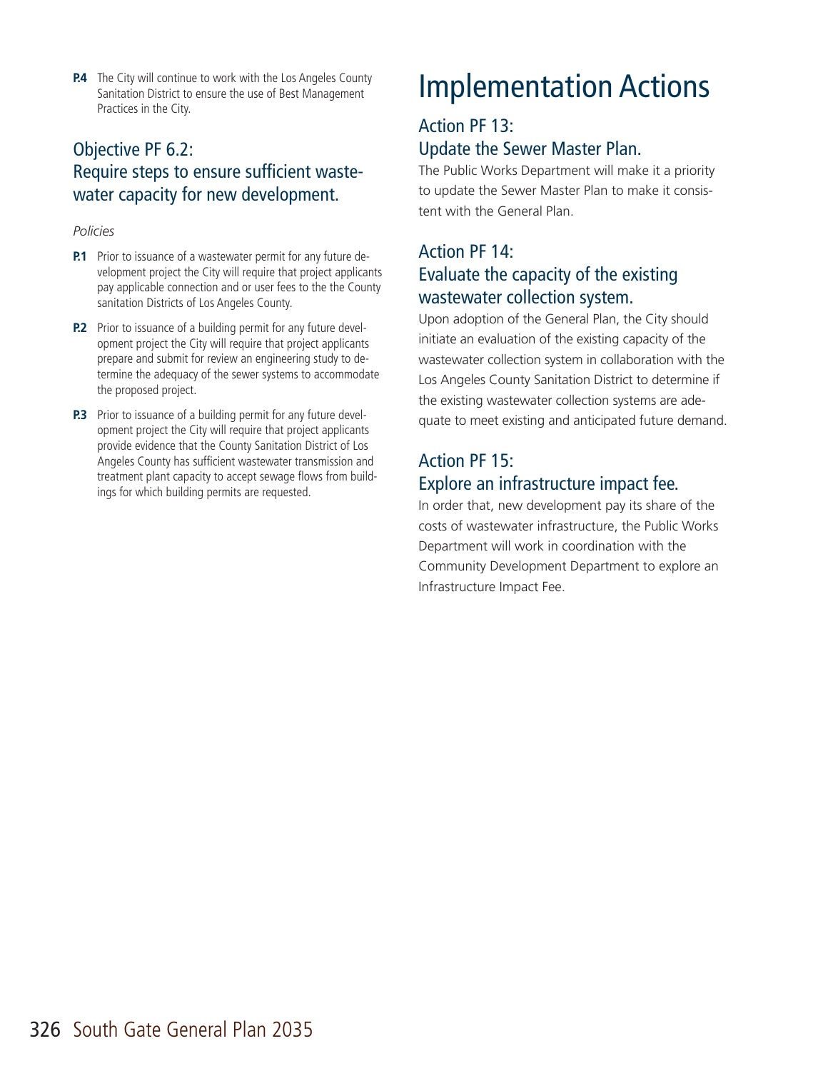**P.4** The City will continue to work with the Los Angeles County Sanitation District to ensure the use of Best Management Practices in the City.

## Objective PF 6.2: Require steps to ensure sufficient wastewater capacity for new development.

*Policies*

**P.1** Prior to issuance of a wastewater permit for any future development project the City will require that project applicants pay applicable connection and or user fees to the the County sanitation Districts of Los Angeles County.

**P.2** Prior to issuance of a building permit for any future development project the City will require that project applicants prepare and submit for review an engineering study to determine the adequacy of the sewer systems to accommodate the proposed project.

**P.3** Prior to issuance of a building permit for any future development project the City will require that project applicants provide evidence that the County Sanitation District of Los Angeles County has sufficient wastewater transmission and treatment plant capacity to accept sewage flows from buildings for which building permits are requested.

# Implementation Actions

## Action PF 13: Update the Sewer Master Plan.

The Public Works Department will make it a priority to update the Sewer Master Plan to make it consistent with the General Plan.

## Action PF 14: Evaluate the capacity of the existing wastewater collection system.

Upon adoption of the General Plan, the City should initiate an evaluation of the existing capacity of the wastewater collection system in collaboration with the Los Angeles County Sanitation District to determine if the existing wastewater collection systems are adequate to meet existing and anticipated future demand.

## Action PF 15: Explore an infrastructure impact fee.

In order that, new development pay its share of the costs of wastewater infrastructure, the Public Works Department will work in coordination with the Community Development Department to explore an Infrastructure Impact Fee.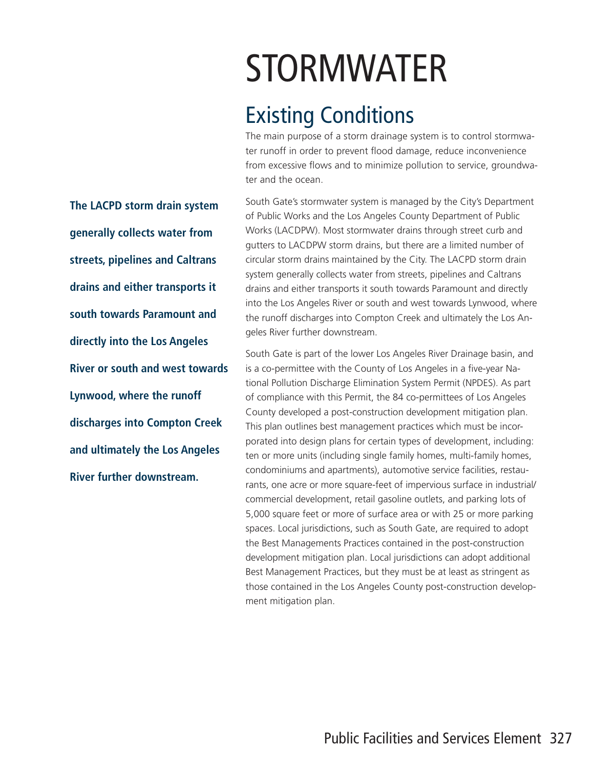# STORMWATER

## Existing Conditions

The main purpose of a storm drainage system is to control stormwater runoff in order to prevent flood damage, reduce inconvenience from excessive flows and to minimize pollution to service, groundwater and the ocean.

**The LACPD storm drain system generally collects water from streets, pipelines and Caltrans drains and either transports it south towards Paramount and directly into the Los Angeles River or south and west towards Lynwood, where the runoff discharges into Compton Creek and ultimately the Los Angeles River further downstream.**

South Gate's stormwater system is managed by the City's Department of Public Works and the Los Angeles County Department of Public Works (LACDPW). Most stormwater drains through street curb and gutters to LACDPW storm drains, but there are a limited number of circular storm drains maintained by the City. The LACPD storm drain system generally collects water from streets, pipelines and Caltrans drains and either transports it south towards Paramount and directly into the Los Angeles River or south and west towards Lynwood, where the runoff discharges into Compton Creek and ultimately the Los Angeles River further downstream.

South Gate is part of the lower Los Angeles River Drainage basin, and is a co-permittee with the County of Los Angeles in a five-year National Pollution Discharge Elimination System Permit (NPDES). As part of compliance with this Permit, the 84 co-permittees of Los Angeles County developed a post-construction development mitigation plan. This plan outlines best management practices which must be incorporated into design plans for certain types of development, including: ten or more units (including single family homes, multi-family homes, condominiums and apartments), automotive service facilities, restaurants, one acre or more square-feet of impervious surface in industrial/commercial development, retail gasoline outlets, and parking lots of 5,000 square feet or more of surface area or with 25 or more parking spaces. Local jurisdictions, such as South Gate, are required to adopt the Best Managements Practices contained in the post-construction development mitigation plan. Local jurisdictions can adopt additional Best Management Practices, but they must be at least as stringent as those contained in the Los Angeles County post-construction development mitigation plan.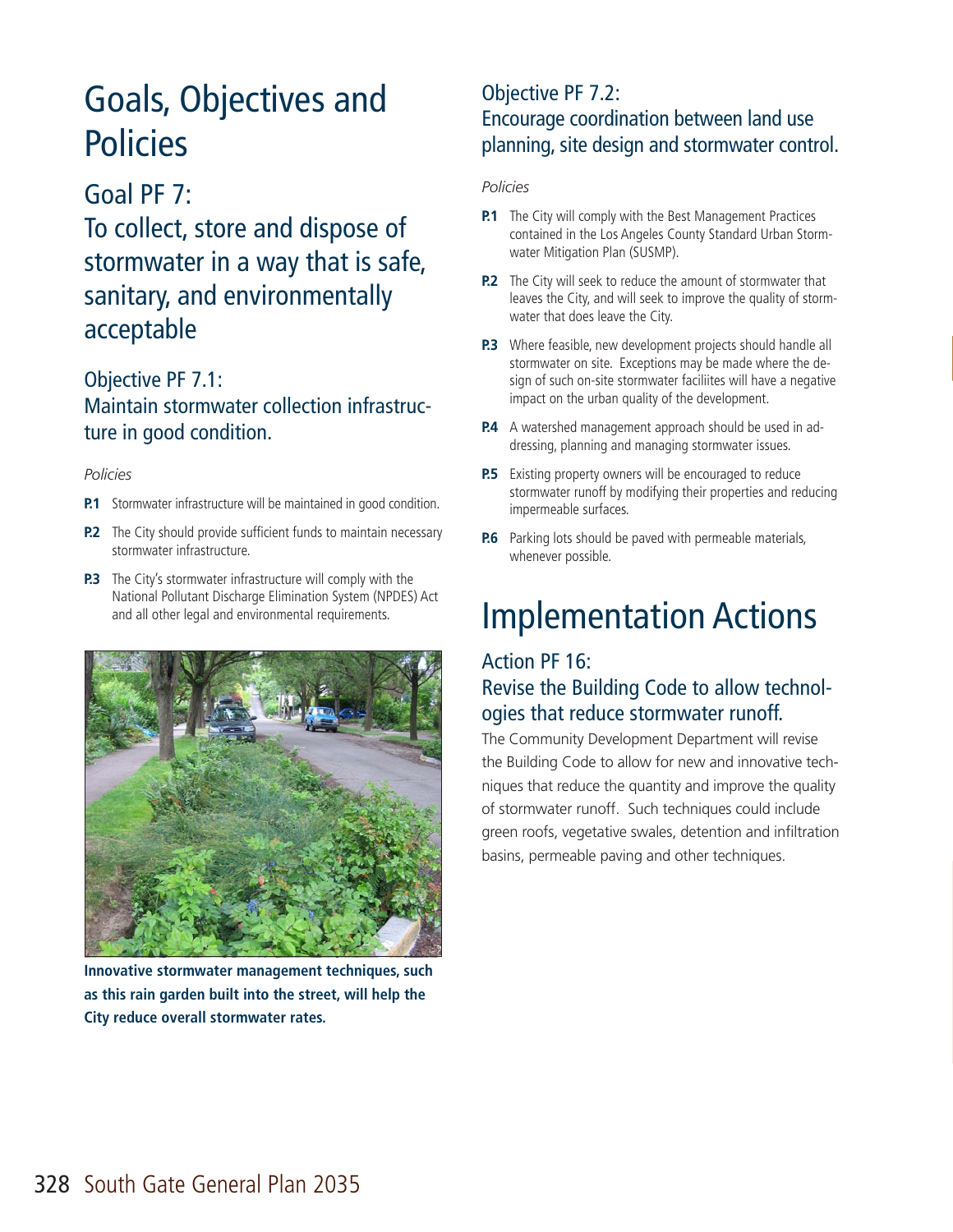# Goals, Objectives and Policies

## Goal PF 7: To collect, store and dispose of stormwater in a way that is safe, sanitary, and environmentally acceptable

### Objective PF 7.1: Maintain stormwater collection infrastructure in good condition.

*Policies*

**P.1** Stormwater infrastructure will be maintained in good condition.

**P.2** The City should provide sufficient funds to maintain necessary stormwater infrastructure.

**P.3** The City's stormwater infrastructure will comply with the National Pollutant Discharge Elimination System (NPDES) Act and all other legal and environmental requirements.

**Innovative stormwater management techniques, such as this rain garden built into the street, will help the City reduce overall stormwater rates.**

### Objective PF 7.2: Encourage coordination between land use planning, site design and stormwater control.

*Policies*

**P.1** The City will comply with the Best Management Practices contained in the Los Angeles County Standard Urban Stormwater Mitigation Plan (SUSMP).

**P.2** The City will seek to reduce the amount of stormwater that leaves the City, and will seek to improve the quality of stormwater that does leave the City.

**P.3** Where feasible, new development projects should handle all stormwater on site. Exceptions may be made where the design of such on-site stormwater faciliites will have a negative impact on the urban quality of the development.

**P.4** A watershed management approach should be used in addressing, planning and managing stormwater issues.

**P.5** Existing property owners will be encouraged to reduce stormwater runoff by modifying their properties and reducing impermeable surfaces.

**P.6** Parking lots should be paved with permeable materials, whenever possible.

# Implementation Actions

## Action PF 16: Revise the Building Code to allow technologies that reduce stormwater runoff.

The Community Development Department will revise the Building Code to allow for new and innovative techniques that reduce the quantity and improve the quality of stormwater runoff. Such techniques could include green roofs, vegetative swales, detention and infiltration basins, permeable paving and other techniques.